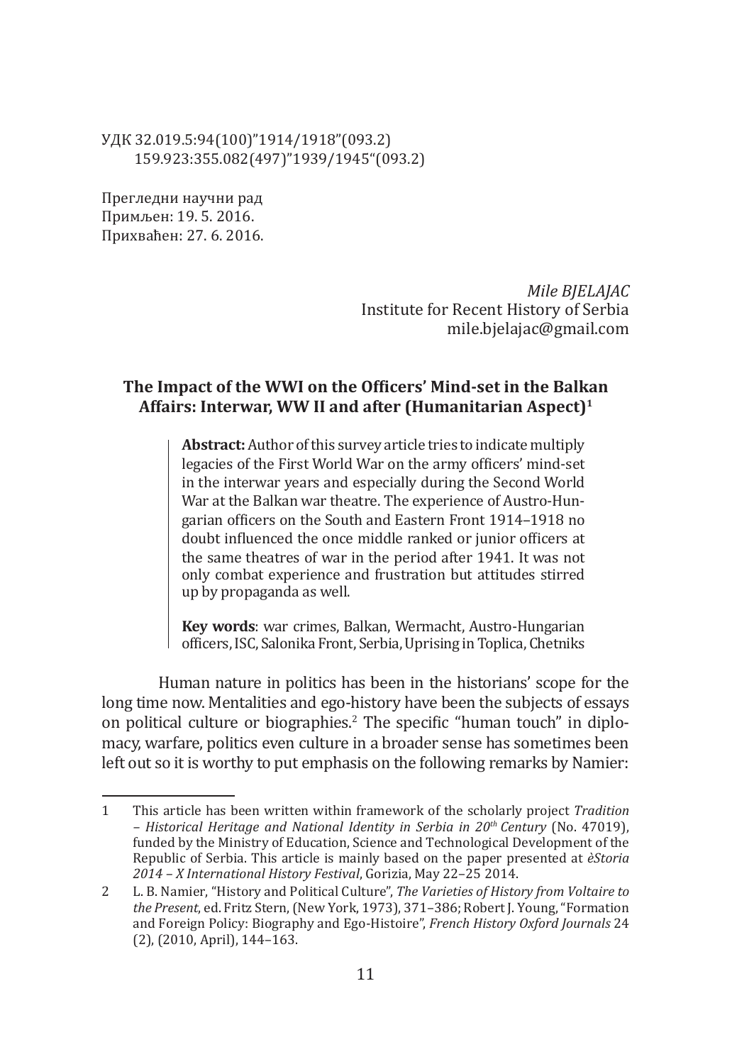УДК 32.019.5:94(100)"1914/1918"(093.2)
159.923:355.082(497)"1939/1945"(093.2)

Прегледни научни рад
Примљен: 19. 5. 2016.
Прихваћен: 27. 6. 2016.

*Mile BJELAJAC*
Institute for Recent History of Serbia
mile.bjelajac@gmail.com

## The Impact of the WWI on the Officers' Mind-set in the Balkan Affairs: Interwar, WW II and after (Humanitarian Aspect)[1]

**Abstract:** Author of this survey article tries to indicate multiply legacies of the First World War on the army officers' mind-set in the interwar years and especially during the Second World War at the Balkan war theatre. The experience of Austro-Hungarian officers on the South and Eastern Front 1914–1918 no doubt influenced the once middle ranked or junior officers at the same theatres of war in the period after 1941. It was not only combat experience and frustration but attitudes stirred up by propaganda as well.

**Key words**: war crimes, Balkan, Wermacht, Austro-Hungarian officers, ISC, Salonika Front, Serbia, Uprising in Toplica, Chetniks

Human nature in politics has been in the historians' scope for the long time now. Mentalities and ego-history have been the subjects of essays on political culture or biographies.[2] The specific "human touch" in diplomacy, warfare, politics even culture in a broader sense has sometimes been left out so it is worthy to put emphasis on the following remarks by Namier:

---

1 This article has been written within framework of the scholarly project *Tradition – Historical Heritage and National Identity in Serbia in 20th Century* (No. 47019), funded by the Ministry of Education, Science and Technological Development of the Republic of Serbia. This article is mainly based on the paper presented at *èStoria 2014 – X International History Festival*, Gorizia, May 22–25 2014.

2 L. B. Namier, "History and Political Culture", *The Varieties of History from Voltaire to the Present*, ed. Fritz Stern, (New York, 1973), 371–386; Robert J. Young, "Formation and Foreign Policy: Biography and Ego-Histoire", *French History Oxford Journals* 24 (2), (2010, April), 144–163.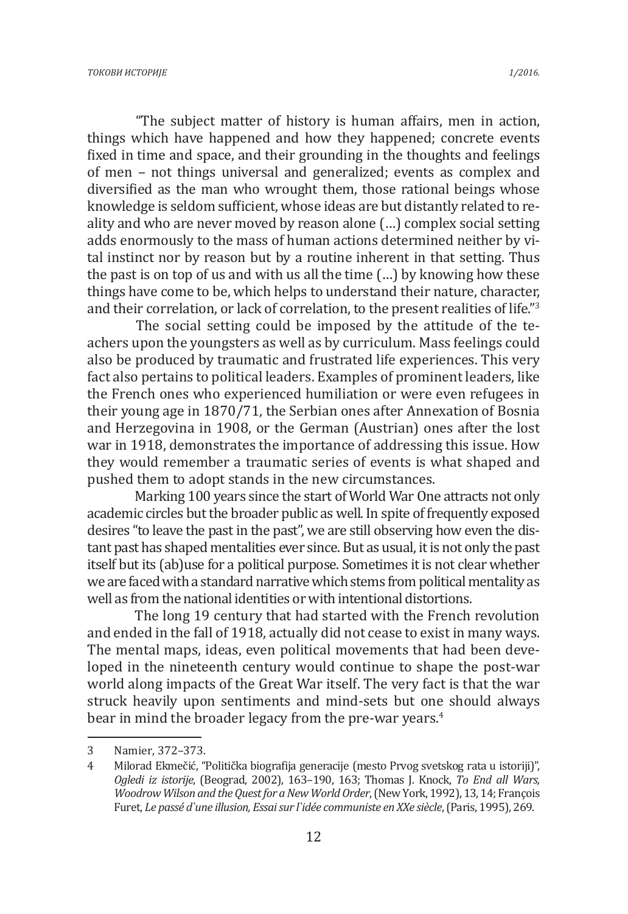"The subject matter of history is human affairs, men in action, things which have happened and how they happened; concrete events fixed in time and space, and their grounding in the thoughts and feelings of men – not things universal and generalized; events as complex and diversified as the man who wrought them, those rational beings whose knowledge is seldom sufficient, whose ideas are but distantly related to reality and who are never moved by reason alone (…) complex social setting adds enormously to the mass of human actions determined neither by vital instinct nor by reason but by a routine inherent in that setting. Thus the past is on top of us and with us all the time (…) by knowing how these things have come to be, which helps to understand their nature, character, and their correlation, or lack of correlation, to the present realities of life."[3]

The social setting could be imposed by the attitude of the teachers upon the youngsters as well as by curriculum. Mass feelings could also be produced by traumatic and frustrated life experiences. This very fact also pertains to political leaders. Examples of prominent leaders, like the French ones who experienced humiliation or were even refugees in their young age in 1870/71, the Serbian ones after Annexation of Bosnia and Herzegovina in 1908, or the German (Austrian) ones after the lost war in 1918, demonstrates the importance of addressing this issue. How they would remember a traumatic series of events is what shaped and pushed them to adopt stands in the new circumstances.

Marking 100 years since the start of World War One attracts not only academic circles but the broader public as well. In spite of frequently exposed desires "to leave the past in the past", we are still observing how even the distant past has shaped mentalities ever since. But as usual, it is not only the past itself but its (ab)use for a political purpose. Sometimes it is not clear whether we are faced with a standard narrative which stems from political mentality as well as from the national identities or with intentional distortions.

The long 19 century that had started with the French revolution and ended in the fall of 1918, actually did not cease to exist in many ways. The mental maps, ideas, even political movements that had been developed in the nineteenth century would continue to shape the post-war world along impacts of the Great War itself. The very fact is that the war struck heavily upon sentiments and mind-sets but one should always bear in mind the broader legacy from the pre-war years.[4]

---

3 Namier, 372–373.

4 Milorad Ekmečić, "Politička biografija generacije (mesto Prvog svetskog rata u istoriji)", *Ogledi iz istorije*, (Beograd, 2002), 163–190, 163; Thomas J. Knock, *To End all Wars, Woodrow Wilson and the Quest for a New World Order*, (New York, 1992), 13, 14; François Furet, *Le passé d`une illusion, Essai sur l`idée communiste en XXe siècle*, (Paris, 1995), 269.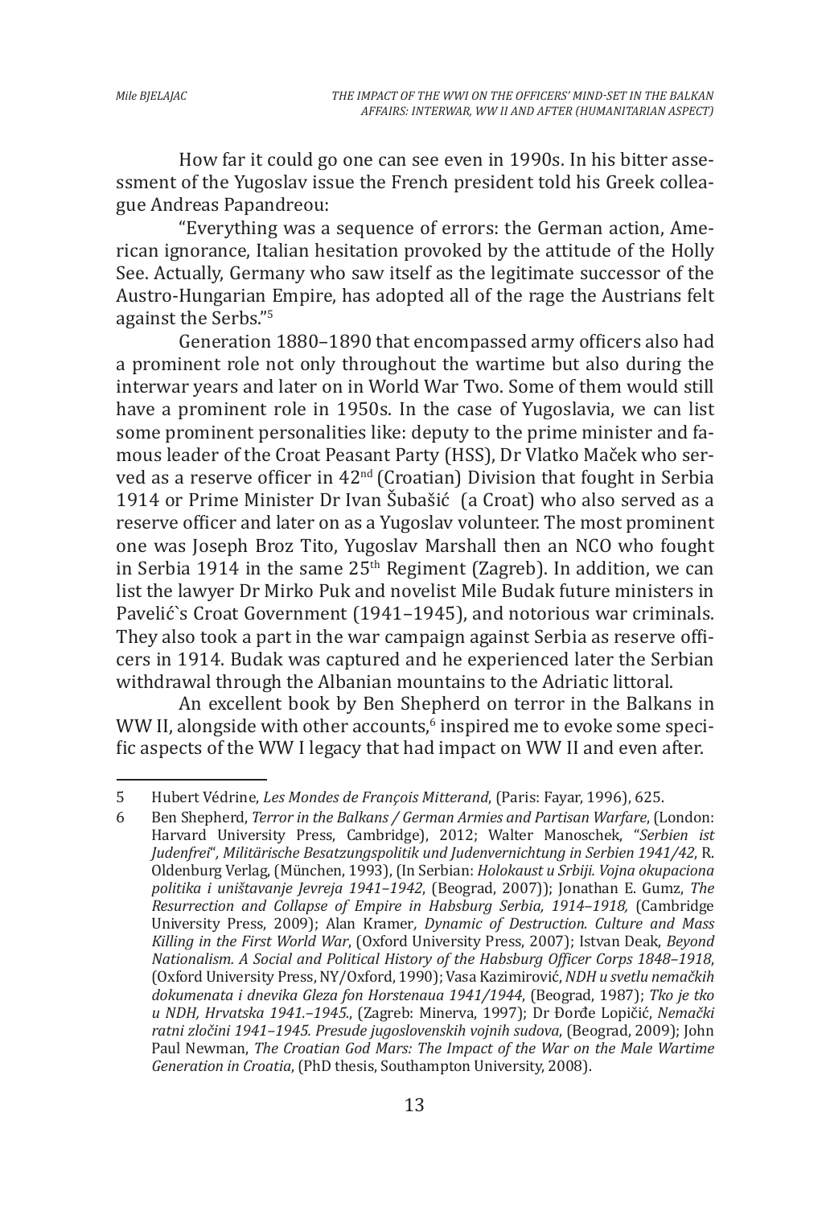How far it could go one can see even in 1990s. In his bitter assessment of the Yugoslav issue the French president told his Greek colleague Andreas Papandreou:

"Everything was a sequence of errors: the German action, American ignorance, Italian hesitation provoked by the attitude of the Holly See. Actually, Germany who saw itself as the legitimate successor of the Austro-Hungarian Empire, has adopted all of the rage the Austrians felt against the Serbs."[5]

Generation 1880–1890 that encompassed army officers also had a prominent role not only throughout the wartime but also during the interwar years and later on in World War Two. Some of them would still have a prominent role in 1950s. In the case of Yugoslavia, we can list some prominent personalities like: deputy to the prime minister and famous leader of the Croat Peasant Party (HSS), Dr Vlatko Maček who served as a reserve officer in 42nd (Croatian) Division that fought in Serbia 1914 or Prime Minister Dr Ivan Šubašić (a Croat) who also served as a reserve officer and later on as a Yugoslav volunteer. The most prominent one was Joseph Broz Tito, Yugoslav Marshall then an NCO who fought in Serbia 1914 in the same 25th Regiment (Zagreb). In addition, we can list the lawyer Dr Mirko Puk and novelist Mile Budak future ministers in Pavelić`s Croat Government (1941–1945), and notorious war criminals. They also took a part in the war campaign against Serbia as reserve officers in 1914. Budak was captured and he experienced later the Serbian withdrawal through the Albanian mountains to the Adriatic littoral.

An excellent book by Ben Shepherd on terror in the Balkans in WW II, alongside with other accounts,[6] inspired me to evoke some specific aspects of the WW I legacy that had impact on WW II and even after.

---

5 Hubert Védrine, *Les Mondes de François Mitterand*, (Paris: Fayar, 1996), 625.

6 Ben Shepherd, *Terror in the Balkans / German Armies and Partisan Warfare*, (London: Harvard University Press, Cambridge), 2012; Walter Manoschek, "*Serbien ist Judenfrei*", *Militärische Besatzungspolitik und Judenvernichtung in Serbien 1941/42*, R. Oldenburg Verlag, (München, 1993), (In Serbian: *Holokaust u Srbiji. Vojna okupaciona politika i uništavanje Jevreja 1941–1942*, (Beograd, 2007)); Jonathan E. Gumz, *The Resurrection and Collapse of Empire in Habsburg Serbia, 1914–1918,* (Cambridge University Press, 2009); Alan Kramer, *Dynamic of Destruction. Culture and Mass Killing in the First World War*, (Oxford University Press, 2007); Istvan Deak, *Beyond Nationalism. A Social and Political History of the Habsburg Officer Corps 1848–1918*, (Oxford University Press, NY/Oxford, 1990); Vasa Kazimirović, *NDH u svetlu nemačkih dokumenata i dnevika Gleza fon Horstenaua 1941/1944*, (Beograd, 1987); *Tko je tko u NDH, Hrvatska 1941.–1945.*, (Zagreb: Minerva, 1997); Dr Đorđe Lopičić, *Nemački ratni zločini 1941–1945. Presude jugoslovenskih vojnih sudova*, (Beograd, 2009); John Paul Newman, *The Croatian God Mars: The Impact of the War on the Male Wartime Generation in Croatia*, (PhD thesis, Southampton University, 2008).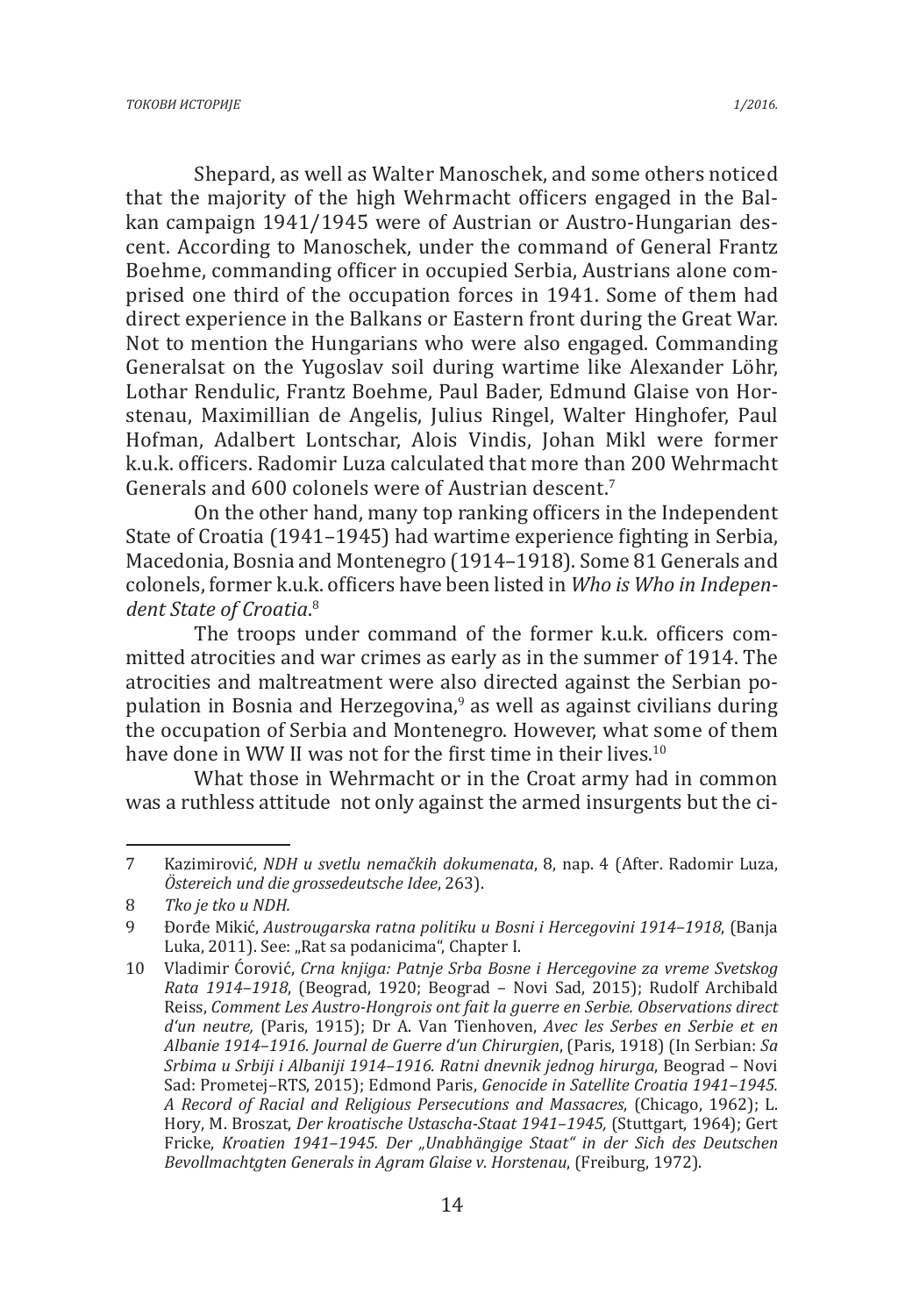Shepard, as well as Walter Manoschek, and some others noticed that the majority of the high Wehrmacht officers engaged in the Balkan campaign 1941/1945 were of Austrian or Austro-Hungarian descent. According to Manoschek, under the command of General Frantz Boehme, commanding officer in occupied Serbia, Austrians alone comprised one third of the occupation forces in 1941. Some of them had direct experience in the Balkans or Eastern front during the Great War. Not to mention the Hungarians who were also engaged. Commanding Generalsat on the Yugoslav soil during wartime like Alexander Löhr, Lothar Rendulic, Frantz Boehme, Paul Bader, Edmund Glaise von Horstenau, Maximillian de Angelis, Julius Ringel, Walter Hinghofer, Paul Hofman, Adalbert Lontschar, Alois Vindis, Johan Mikl were former k.u.k. officers. Radomir Luza calculated that more than 200 Wehrmacht Generals and 600 colonels were of Austrian descent.[7]

On the other hand, many top ranking officers in the Independent State of Croatia (1941–1945) had wartime experience fighting in Serbia, Macedonia, Bosnia and Montenegro (1914–1918). Some 81 Generals and colonels, former k.u.k. officers have been listed in *Who is Who in Independent State of Croatia*.[8]

The troops under command of the former k.u.k. officers committed atrocities and war crimes as early as in the summer of 1914. The atrocities and maltreatment were also directed against the Serbian population in Bosnia and Herzegovina,[9] as well as against civilians during the occupation of Serbia and Montenegro. However, what some of them have done in WW II was not for the first time in their lives.[10]

What those in Wehrmacht or in the Croat army had in common was a ruthless attitude not only against the armed insurgents but the ci-

---

7 Kazimirović, *NDH u svetlu nemačkih dokumenata*, 8, nap. 4 (After. Radomir Luza, *Östereich und die grossedeutsche Idee*, 263).

8 *Tko je tko u NDH.*

9 Đorđe Mikić, *Austrougarska ratna politiku u Bosni i Hercegovini 1914–1918*, (Banja Luka, 2011). See: „Rat sa podanicima", Chapter I.

10 Vladimir Ćorović, *Crna knjiga: Patnje Srba Bosne i Hercegovine za vreme Svetskog Rata 1914–1918*, (Beograd, 1920; Beograd – Novi Sad, 2015); Rudolf Archibald Reiss, *Comment Les Austro-Hongrois ont fait la guerre en Serbie. Observations direct d'un neutre,* (Paris, 1915); Dr A. Van Tienhoven, *Avec les Serbes en Serbie et en Albanie 1914–1916. Journal de Guerre d'un Chirurgien*, (Paris, 1918) (In Serbian: *Sa Srbima u Srbiji i Albaniji 1914–1916. Ratni dnevnik jednog hirurga*, Beograd – Novi Sad: Prometej–RTS, 2015); Edmond Paris, *Genocide in Satellite Croatia 1941–1945. A Record of Racial and Religious Persecutions and Massacres*, (Chicago, 1962); L. Hory, M. Broszat, *Der kroatische Ustascha-Staat 1941–1945,* (Stuttgart, 1964); Gert Fricke, *Kroatien 1941–1945. Der „Unabhängige Staat" in der Sich des Deutschen Bevollmachtgten Generals in Agram Glaise v. Horstenau*, (Freiburg, 1972).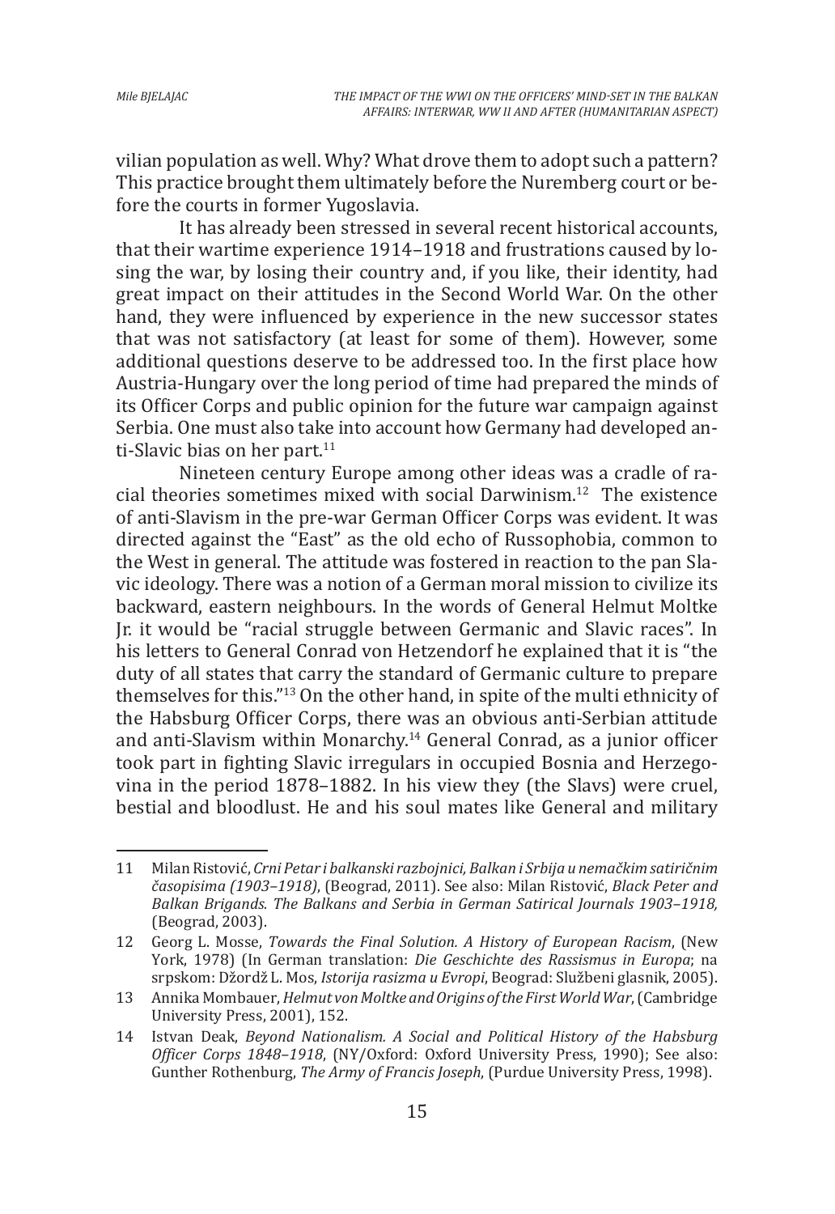vilian population as well. Why? What drove them to adopt such a pattern? This practice brought them ultimately before the Nuremberg court or before the courts in former Yugoslavia.

It has already been stressed in several recent historical accounts, that their wartime experience 1914–1918 and frustrations caused by losing the war, by losing their country and, if you like, their identity, had great impact on their attitudes in the Second World War. On the other hand, they were influenced by experience in the new successor states that was not satisfactory (at least for some of them). However, some additional questions deserve to be addressed too. In the first place how Austria-Hungary over the long period of time had prepared the minds of its Officer Corps and public opinion for the future war campaign against Serbia. One must also take into account how Germany had developed anti-Slavic bias on her part.[11]

Nineteen century Europe among other ideas was a cradle of racial theories sometimes mixed with social Darwinism.[12] The existence of anti-Slavism in the pre-war German Officer Corps was evident. It was directed against the "East" as the old echo of Russophobia, common to the West in general. The attitude was fostered in reaction to the pan Slavic ideology. There was a notion of a German moral mission to civilize its backward, eastern neighbours. In the words of General Helmut Moltke Jr. it would be "racial struggle between Germanic and Slavic races". In his letters to General Conrad von Hetzendorf he explained that it is "the duty of all states that carry the standard of Germanic culture to prepare themselves for this."[13] On the other hand, in spite of the multi ethnicity of the Habsburg Officer Corps, there was an obvious anti-Serbian attitude and anti-Slavism within Monarchy.[14] General Conrad, as a junior officer took part in fighting Slavic irregulars in occupied Bosnia and Herzegovina in the period 1878–1882. In his view they (the Slavs) were cruel, bestial and bloodlust. He and his soul mates like General and military

---

11 Milan Ristović, *Crni Petar i balkanski razbojnici, Balkan i Srbija u nemačkim satiričnim časopisima (1903–1918)*, (Beograd, 2011). See also: Milan Ristović, *Black Peter and Balkan Brigands. The Balkans and Serbia in German Satirical Journals 1903–1918,* (Beograd, 2003).

12 Georg L. Mosse, *Towards the Final Solution. A History of European Racism*, (New York, 1978) (In German translation: *Die Geschichte des Rassismus in Europa*; na srpskom: Džordž L. Mos, *Istorija rasizma u Evropi*, Beograd: Službeni glasnik, 2005).

13 Annika Mombauer, *Helmut von Moltke and Origins of the First World War*, (Cambridge University Press, 2001), 152.

14 Istvan Deak, *Beyond Nationalism. A Social and Political History of the Habsburg Officer Corps 1848–1918*, (NY/Oxford: Oxford University Press, 1990); See also: Gunther Rothenburg, *The Army of Francis Joseph*, (Purdue University Press, 1998).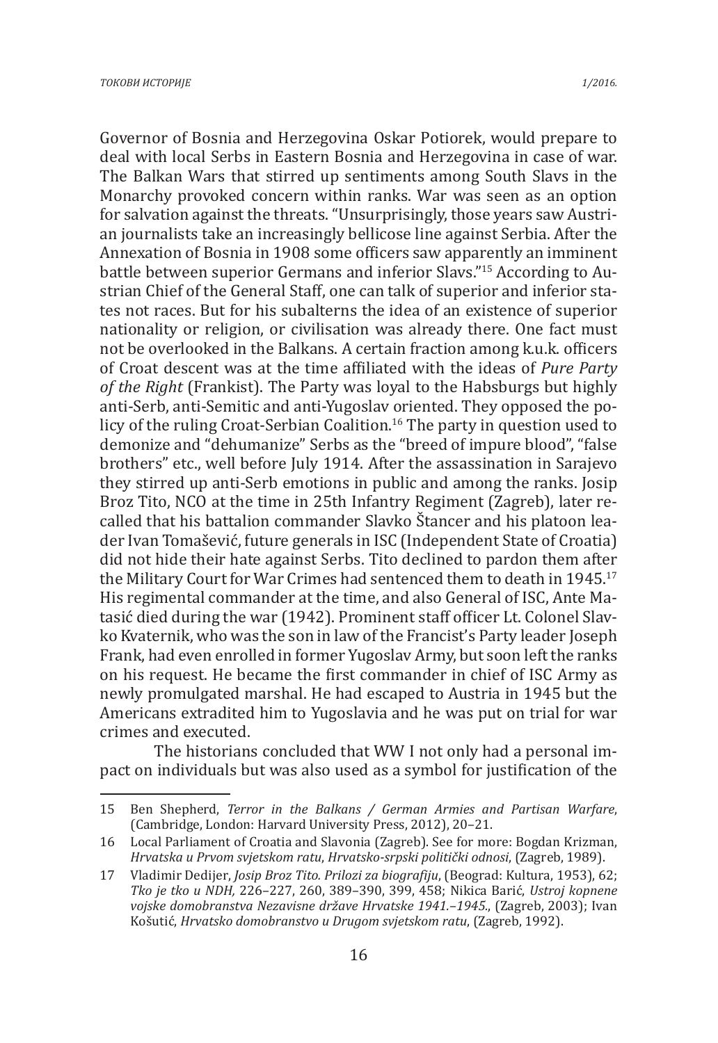Governor of Bosnia and Herzegovina Oskar Potiorek, would prepare to deal with local Serbs in Eastern Bosnia and Herzegovina in case of war. The Balkan Wars that stirred up sentiments among South Slavs in the Monarchy provoked concern within ranks. War was seen as an option for salvation against the threats. "Unsurprisingly, those years saw Austrian journalists take an increasingly bellicose line against Serbia. After the Annexation of Bosnia in 1908 some officers saw apparently an imminent battle between superior Germans and inferior Slavs."[15] According to Austrian Chief of the General Staff, one can talk of superior and inferior states not races. But for his subalterns the idea of an existence of superior nationality or religion, or civilisation was already there. One fact must not be overlooked in the Balkans. A certain fraction among k.u.k. officers of Croat descent was at the time affiliated with the ideas of *Pure Party of the Right* (Frankist). The Party was loyal to the Habsburgs but highly anti-Serb, anti-Semitic and anti-Yugoslav oriented. They opposed the policy of the ruling Croat-Serbian Coalition.[16] The party in question used to demonize and "dehumanize" Serbs as the "breed of impure blood", "false brothers" etc., well before July 1914. After the assassination in Sarajevo they stirred up anti-Serb emotions in public and among the ranks. Josip Broz Tito, NCO at the time in 25th Infantry Regiment (Zagreb), later recalled that his battalion commander Slavko Štancer and his platoon leader Ivan Tomašević, future generals in ISC (Independent State of Croatia) did not hide their hate against Serbs. Tito declined to pardon them after the Military Court for War Crimes had sentenced them to death in 1945.[17] His regimental commander at the time, and also General of ISC, Ante Matasić died during the war (1942). Prominent staff officer Lt. Colonel Slavko Kvaternik, who was the son in law of the Francist's Party leader Joseph Frank, had even enrolled in former Yugoslav Army, but soon left the ranks on his request. He became the first commander in chief of ISC Army as newly promulgated marshal. He had escaped to Austria in 1945 but the Americans extradited him to Yugoslavia and he was put on trial for war crimes and executed.

The historians concluded that WW I not only had a personal impact on individuals but was also used as a symbol for justification of the

---

15 Ben Shepherd, *Terror in the Balkans / German Armies and Partisan Warfare*, (Cambridge, London: Harvard University Press, 2012), 20–21.

16 Local Parliament of Croatia and Slavonia (Zagreb). See for more: Bogdan Krizman, *Hrvatska u Prvom svjetskom ratu*, *Hrvatsko-srpski politički odnosi*, (Zagreb, 1989).

17 Vladimir Dedijer, *Josip Broz Tito. Prilozi za biografiju*, (Beograd: Kultura, 1953), 62; *Tko je tko u NDH,* 226–227, 260, 389–390, 399, 458; Nikica Barić, *Ustroj kopnene vojske domobranstva Nezavisne države Hrvatske 1941.–1945.*, (Zagreb, 2003); Ivan Košutić, *Hrvatsko domobranstvo u Drugom svjetskom ratu*, (Zagreb, 1992).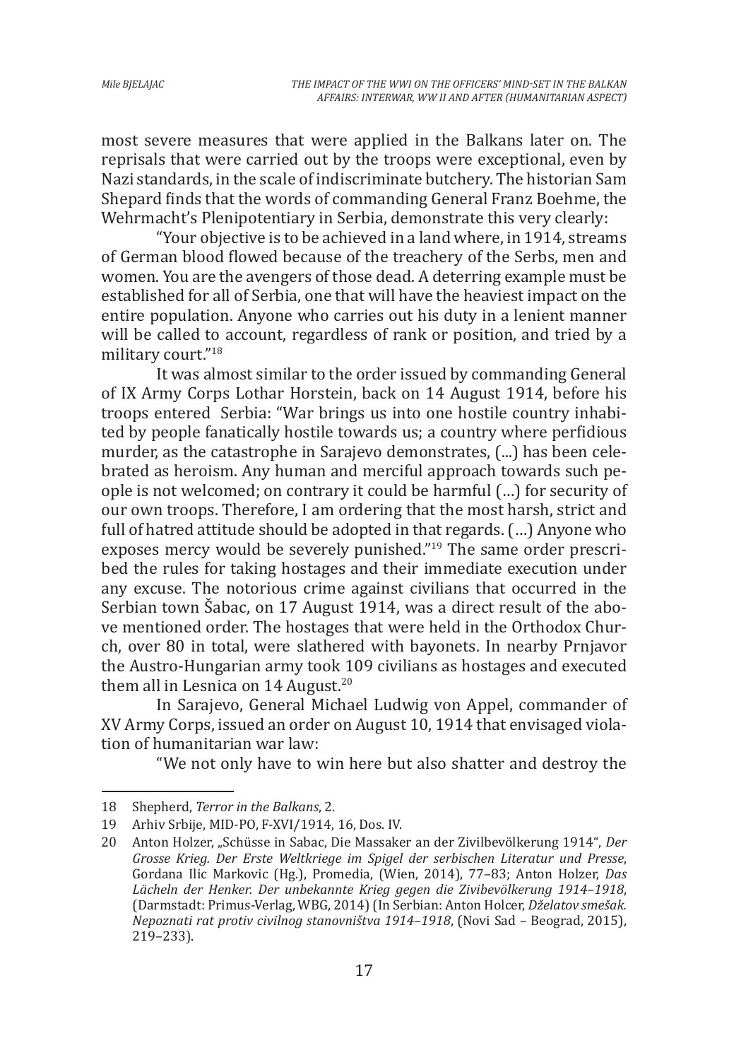most severe measures that were applied in the Balkans later on. The reprisals that were carried out by the troops were exceptional, even by Nazi standards, in the scale of indiscriminate butchery. The historian Sam Shepard finds that the words of commanding General Franz Boehme, the Wehrmacht's Plenipotentiary in Serbia, demonstrate this very clearly:

"Your objective is to be achieved in a land where, in 1914, streams of German blood flowed because of the treachery of the Serbs, men and women. You are the avengers of those dead. A deterring example must be established for all of Serbia, one that will have the heaviest impact on the entire population. Anyone who carries out his duty in a lenient manner will be called to account, regardless of rank or position, and tried by a military court."[18]

It was almost similar to the order issued by commanding General of IX Army Corps Lothar Horstein, back on 14 August 1914, before his troops entered Serbia: "War brings us into one hostile country inhabited by people fanatically hostile towards us; a country where perfidious murder, as the catastrophe in Sarajevo demonstrates, (...) has been celebrated as heroism. Any human and merciful approach towards such people is not welcomed; on contrary it could be harmful (…) for security of our own troops. Therefore, I am ordering that the most harsh, strict and full of hatred attitude should be adopted in that regards. (…) Anyone who exposes mercy would be severely punished."[19] The same order prescribed the rules for taking hostages and their immediate execution under any excuse. The notorious crime against civilians that occurred in the Serbian town Šabac, on 17 August 1914, was a direct result of the above mentioned order. The hostages that were held in the Orthodox Church, over 80 in total, were slathered with bayonets. In nearby Prnjavor the Austro-Hungarian army took 109 civilians as hostages and executed them all in Lesnica on 14 August.[20]

In Sarajevo, General Michael Ludwig von Appel, commander of XV Army Corps, issued an order on August 10, 1914 that envisaged violation of humanitarian war law:

"We not only have to win here but also shatter and destroy the

---

18 Shepherd, *Terror in the Balkans*, 2.

19 Arhiv Srbije, MID-PO, F-XVI/1914, 16, Dos. IV.

20 Anton Holzer, „Schüsse in Sabac, Die Massaker an der Zivilbevölkerung 1914", *Der Grosse Krieg. Der Erste Weltkriege im Spigel der serbischen Literatur und Presse*, Gordana Ilic Markovic (Hg.), Promedia, (Wien, 2014), 77–83; Anton Holzer, *Das Lächeln der Henker. Der unbekannte Krieg gegen die Zivibevölkerung 1914–1918*, (Darmstadt: Primus-Verlag, WBG, 2014) (In Serbian: Anton Holcer, *Dželatov smešak. Nepoznati rat protiv civilnog stanovništva 1914–1918*, (Novi Sad – Beograd, 2015), 219–233).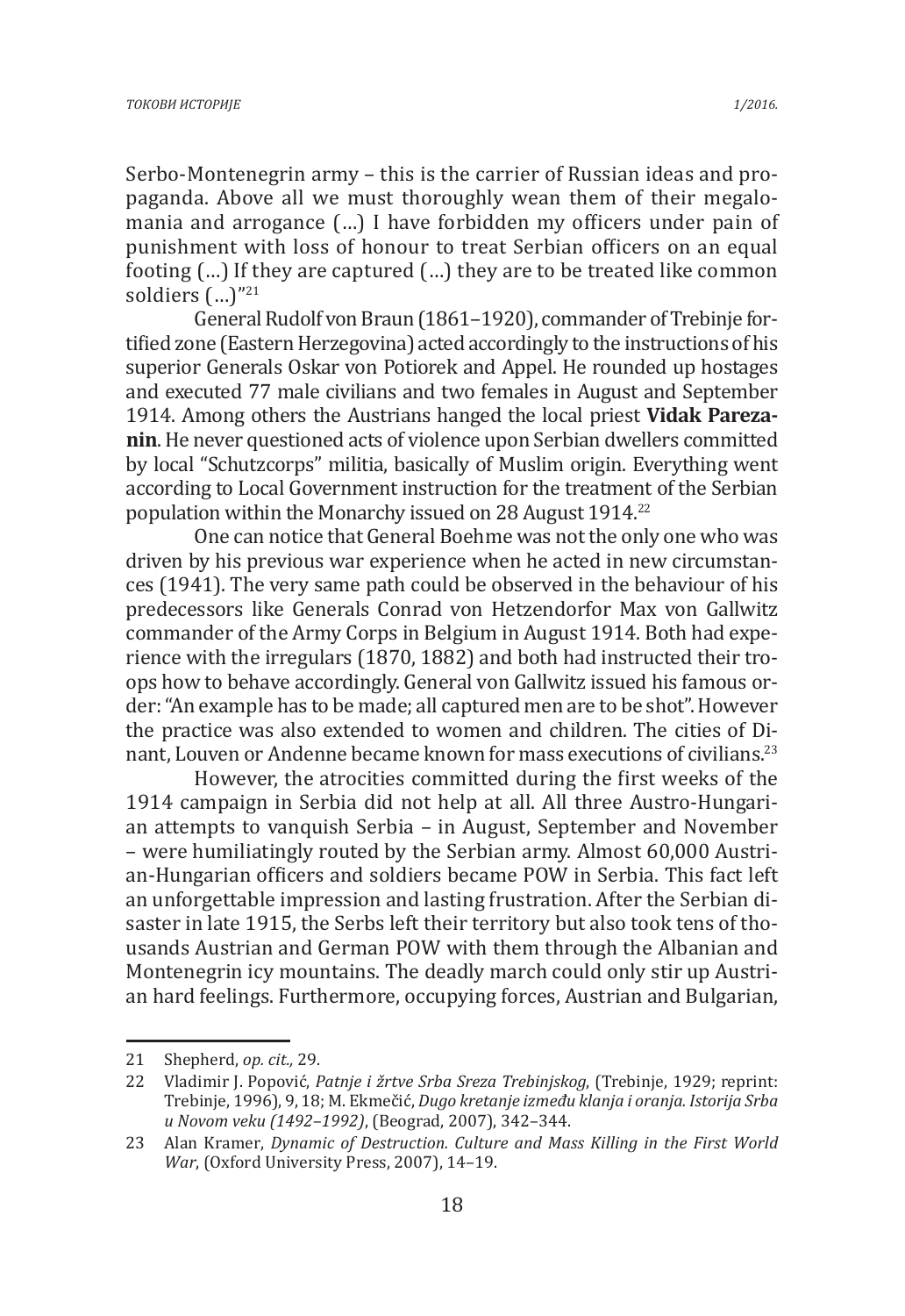Serbo-Montenegrin army – this is the carrier of Russian ideas and propaganda. Above all we must thoroughly wean them of their megalomania and arrogance (…) I have forbidden my officers under pain of punishment with loss of honour to treat Serbian officers on an equal footing (…) If they are captured (…) they are to be treated like common soldiers (…)"[21]

General Rudolf von Braun (1861–1920), commander of Trebinje fortified zone (Eastern Herzegovina) acted accordingly to the instructions of his superior Generals Oskar von Potiorek and Appel. He rounded up hostages and executed 77 male civilians and two females in August and September 1914. Among others the Austrians hanged the local priest **Vidak Parezanin**. He never questioned acts of violence upon Serbian dwellers committed by local "Schutzcorps" militia, basically of Muslim origin. Everything went according to Local Government instruction for the treatment of the Serbian population within the Monarchy issued on 28 August 1914.[22]

One can notice that General Boehme was not the only one who was driven by his previous war experience when he acted in new circumstances (1941). The very same path could be observed in the behaviour of his predecessors like Generals Conrad von Hetzendorfor Max von Gallwitz commander of the Army Corps in Belgium in August 1914. Both had experience with the irregulars (1870, 1882) and both had instructed their troops how to behave accordingly. General von Gallwitz issued his famous order: "An example has to be made; all captured men are to be shot". However the practice was also extended to women and children. The cities of Dinant, Louven or Andenne became known for mass executions of civilians.[23]

However, the atrocities committed during the first weeks of the 1914 campaign in Serbia did not help at all. All three Austro-Hungarian attempts to vanquish Serbia – in August, September and November – were humiliatingly routed by the Serbian army. Almost 60,000 Austrian-Hungarian officers and soldiers became POW in Serbia. This fact left an unforgettable impression and lasting frustration. After the Serbian disaster in late 1915, the Serbs left their territory but also took tens of thousands Austrian and German POW with them through the Albanian and Montenegrin icy mountains. The deadly march could only stir up Austrian hard feelings. Furthermore, occupying forces, Austrian and Bulgarian,

---

21 Shepherd, *op. cit.,* 29.

22 Vladimir J. Popović, *Patnje i žrtve Srba Sreza Trebinjskog*, (Trebinje, 1929; reprint: Trebinje, 1996), 9, 18; M. Ekmečić, *Dugo kretanje između klanja i oranja. Istorija Srba u Novom veku (1492–1992)*, (Beograd, 2007), 342–344.

23 Alan Kramer, *Dynamic of Destruction. Culture and Mass Killing in the First World War*, (Oxford University Press, 2007), 14–19.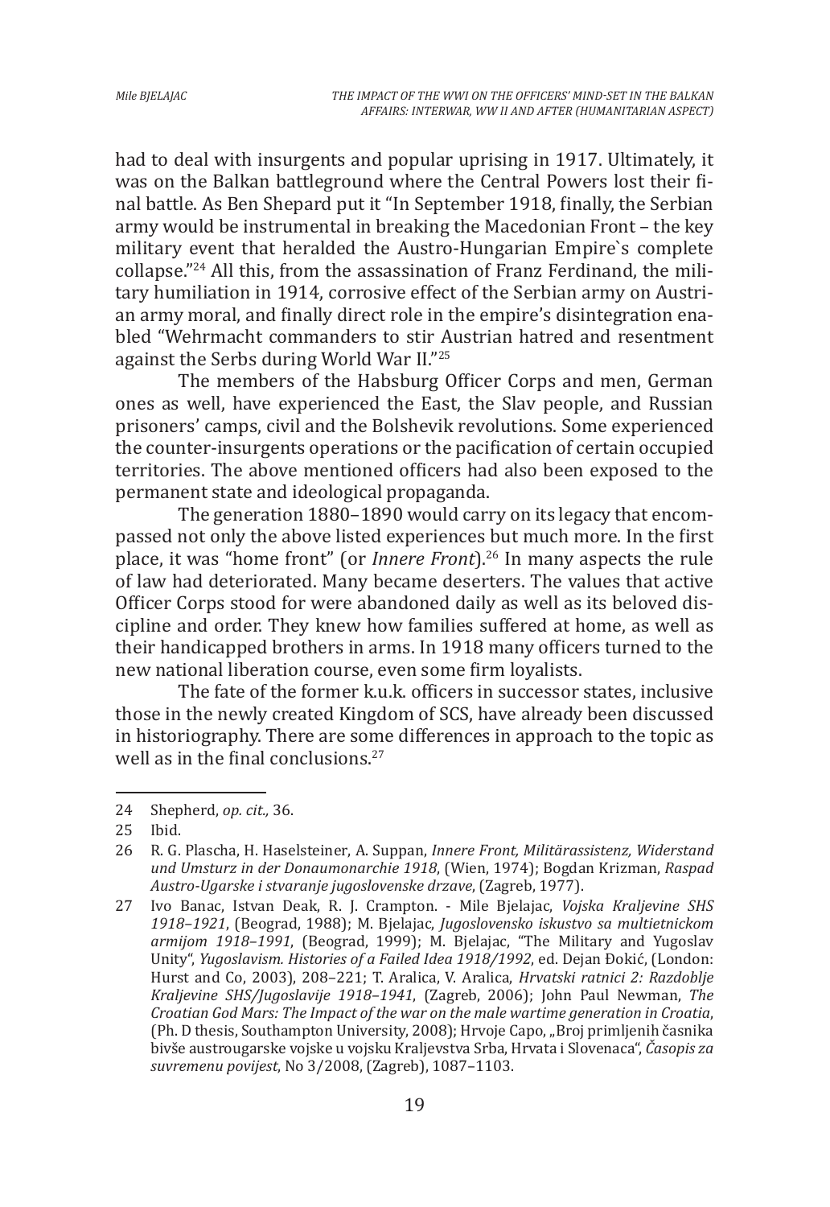had to deal with insurgents and popular uprising in 1917. Ultimately, it was on the Balkan battleground where the Central Powers lost their final battle. As Ben Shepard put it "In September 1918, finally, the Serbian army would be instrumental in breaking the Macedonian Front – the key military event that heralded the Austro-Hungarian Empire`s complete collapse."[24] All this, from the assassination of Franz Ferdinand, the military humiliation in 1914, corrosive effect of the Serbian army on Austrian army moral, and finally direct role in the empire's disintegration enabled "Wehrmacht commanders to stir Austrian hatred and resentment against the Serbs during World War II."[25]

The members of the Habsburg Officer Corps and men, German ones as well, have experienced the East, the Slav people, and Russian prisoners' camps, civil and the Bolshevik revolutions. Some experienced the counter-insurgents operations or the pacification of certain occupied territories. The above mentioned officers had also been exposed to the permanent state and ideological propaganda.

The generation 1880–1890 would carry on its legacy that encompassed not only the above listed experiences but much more. In the first place, it was "home front" (or *Innere Front*).[26] In many aspects the rule of law had deteriorated. Many became deserters. The values that active Officer Corps stood for were abandoned daily as well as its beloved discipline and order. They knew how families suffered at home, as well as their handicapped brothers in arms. In 1918 many officers turned to the new national liberation course, even some firm loyalists.

The fate of the former k.u.k. officers in successor states, inclusive those in the newly created Kingdom of SCS, have already been discussed in historiography. There are some differences in approach to the topic as well as in the final conclusions.[27]

---

24 Shepherd, *op. cit.,* 36.

25 Ibid.

26 R. G. Plascha, H. Haselsteiner, A. Suppan, *Innere Front, Militärassistenz, Widerstand und Umsturz in der Donaumonarchie 1918*, (Wien, 1974); Bogdan Krizman, *Raspad Austro-Ugarske i stvaranje jugoslovenske drzave*, (Zagreb, 1977).

27 Ivo Banac, Istvan Deak, R. J. Crampton. - Mile Bjelajac, *Vojska Kraljevine SHS 1918–1921*, (Beograd, 1988); M. Bjelajac, *Jugoslovensko iskustvo sa multietnickom armijom 1918–1991*, (Beograd, 1999); M. Bjelajac, "The Military and Yugoslav Unity", *Yugoslavism. Histories of a Failed Idea 1918/1992*, ed. Dejan Đokić, (London: Hurst and Co, 2003), 208–221; T. Aralica, V. Aralica, *Hrvatski ratnici 2: Razdoblje Kraljevine SHS/Jugoslavije 1918–1941*, (Zagreb, 2006); John Paul Newman, *The Croatian God Mars: The Impact of the war on the male wartime generation in Croatia*, (Ph. D thesis, Southampton University, 2008); Hrvoje Capo, „Broj primljenih časnika bivše austrougarske vojske u vojsku Kraljevstva Srba, Hrvata i Slovenaca", *Časopis za suvremenu povijest*, No 3/2008, (Zagreb), 1087–1103.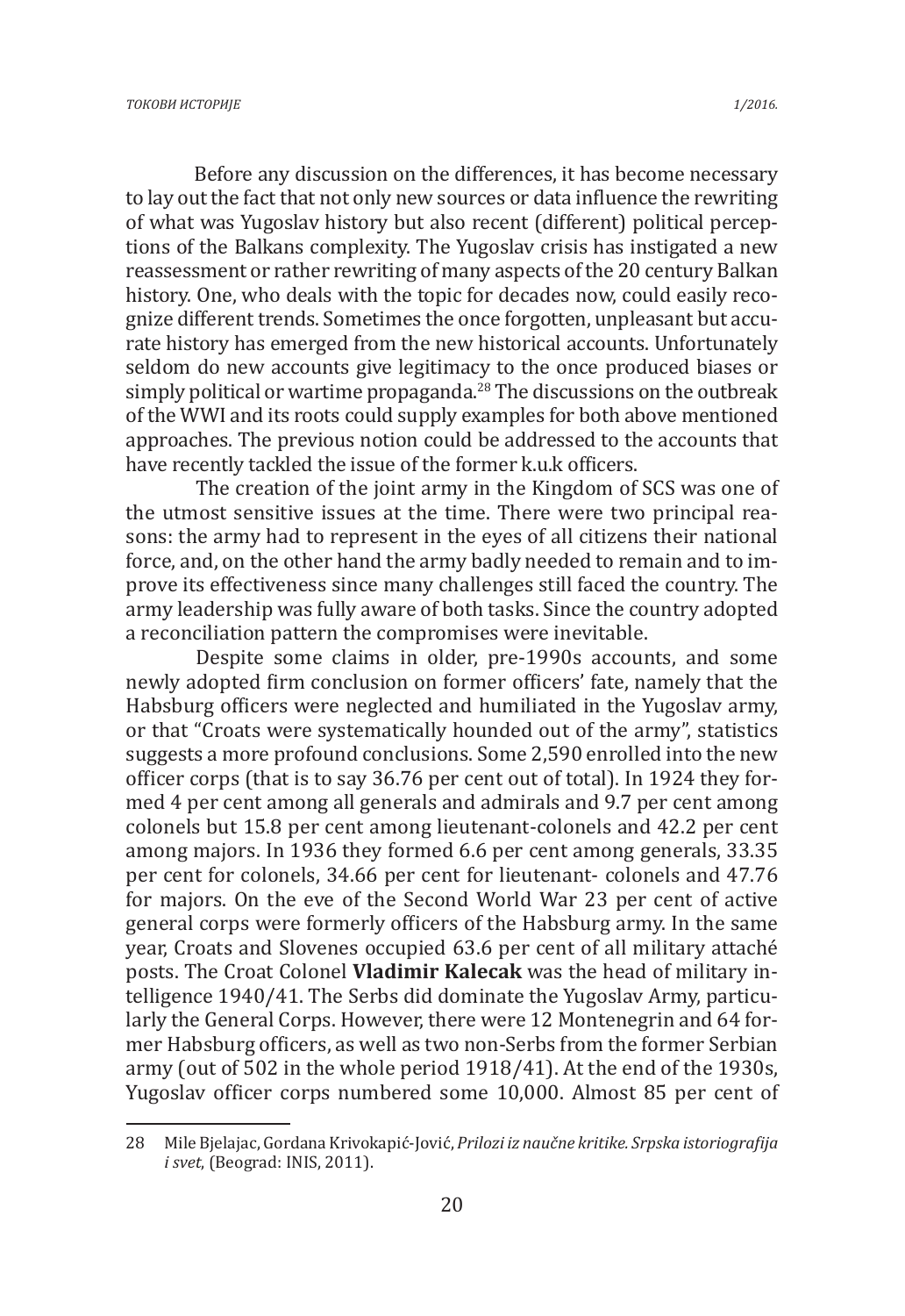Before any discussion on the differences, it has become necessary to lay out the fact that not only new sources or data influence the rewriting of what was Yugoslav history but also recent (different) political perceptions of the Balkans complexity. The Yugoslav crisis has instigated a new reassessment or rather rewriting of many aspects of the 20 century Balkan history. One, who deals with the topic for decades now, could easily recognize different trends. Sometimes the once forgotten, unpleasant but accurate history has emerged from the new historical accounts. Unfortunately seldom do new accounts give legitimacy to the once produced biases or simply political or wartime propaganda.[28] The discussions on the outbreak of the WWI and its roots could supply examples for both above mentioned approaches. The previous notion could be addressed to the accounts that have recently tackled the issue of the former k.u.k officers.

The creation of the joint army in the Kingdom of SCS was one of the utmost sensitive issues at the time. There were two principal reasons: the army had to represent in the eyes of all citizens their national force, and, on the other hand the army badly needed to remain and to improve its effectiveness since many challenges still faced the country. The army leadership was fully aware of both tasks. Since the country adopted a reconciliation pattern the compromises were inevitable.

Despite some claims in older, pre-1990s accounts, and some newly adopted firm conclusion on former officers' fate, namely that the Habsburg officers were neglected and humiliated in the Yugoslav army, or that "Croats were systematically hounded out of the army", statistics suggests a more profound conclusions. Some 2,590 enrolled into the new officer corps (that is to say 36.76 per cent out of total). In 1924 they formed 4 per cent among all generals and admirals and 9.7 per cent among colonels but 15.8 per cent among lieutenant-colonels and 42.2 per cent among majors. In 1936 they formed 6.6 per cent among generals, 33.35 per cent for colonels, 34.66 per cent for lieutenant- colonels and 47.76 for majors. On the eve of the Second World War 23 per cent of active general corps were formerly officers of the Habsburg army. In the same year, Croats and Slovenes occupied 63.6 per cent of all military attaché posts. The Croat Colonel **Vladimir Kalecak** was the head of military intelligence 1940/41. The Serbs did dominate the Yugoslav Army, particularly the General Corps. However, there were 12 Montenegrin and 64 former Habsburg officers, as well as two non-Serbs from the former Serbian army (out of 502 in the whole period 1918/41). At the end of the 1930s, Yugoslav officer corps numbered some 10,000. Almost 85 per cent of

---

28 Mile Bjelajac, Gordana Krivokapić-Jović, *Prilozi iz naučne kritike. Srpska istoriografija i svet*, (Beograd: INIS, 2011).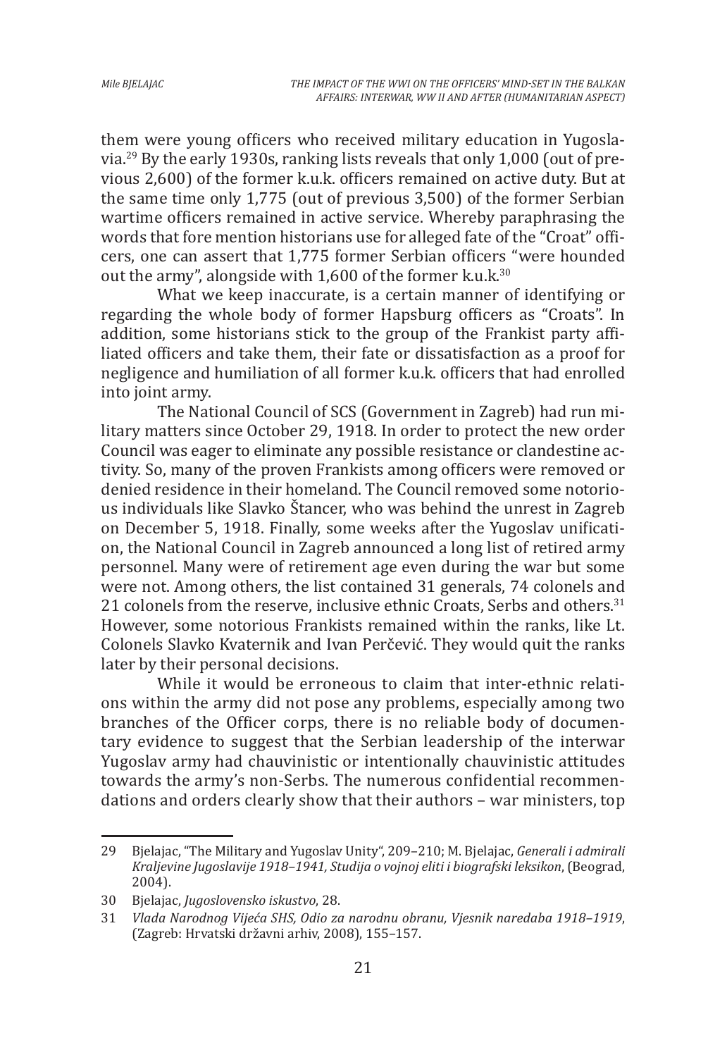them were young officers who received military education in Yugoslavia.[29] By the early 1930s, ranking lists reveals that only 1,000 (out of previous 2,600) of the former k.u.k. officers remained on active duty. But at the same time only 1,775 (out of previous 3,500) of the former Serbian wartime officers remained in active service. Whereby paraphrasing the words that fore mention historians use for alleged fate of the "Croat" officers, one can assert that 1,775 former Serbian officers "were hounded out the army", alongside with 1,600 of the former k.u.k.[30]

What we keep inaccurate, is a certain manner of identifying or regarding the whole body of former Hapsburg officers as "Croats". In addition, some historians stick to the group of the Frankist party affiliated officers and take them, their fate or dissatisfaction as a proof for negligence and humiliation of all former k.u.k. officers that had enrolled into joint army.

The National Council of SCS (Government in Zagreb) had run military matters since October 29, 1918. In order to protect the new order Council was eager to eliminate any possible resistance or clandestine activity. So, many of the proven Frankists among officers were removed or denied residence in their homeland. The Council removed some notorious individuals like Slavko Štancer, who was behind the unrest in Zagreb on December 5, 1918. Finally, some weeks after the Yugoslav unification, the National Council in Zagreb announced a long list of retired army personnel. Many were of retirement age even during the war but some were not. Among others, the list contained 31 generals, 74 colonels and 21 colonels from the reserve, inclusive ethnic Croats, Serbs and others.[31] However, some notorious Frankists remained within the ranks, like Lt. Colonels Slavko Kvaternik and Ivan Perčević. They would quit the ranks later by their personal decisions.

While it would be erroneous to claim that inter-ethnic relations within the army did not pose any problems, especially among two branches of the Officer corps, there is no reliable body of documentary evidence to suggest that the Serbian leadership of the interwar Yugoslav army had chauvinistic or intentionally chauvinistic attitudes towards the army's non-Serbs. The numerous confidential recommendations and orders clearly show that their authors – war ministers, top

---

29 Bjelajac, "The Military and Yugoslav Unity", 209–210; M. Bjelajac, *Generali i admirali Kraljevine Jugoslavije 1918–1941, Studija o vojnoj eliti i biografski leksikon*, (Beograd, 2004).

30 Bjelajac, *Jugoslovensko iskustvo*, 28.

31 *Vlada Narodnog Vijeća SHS, Odio za narodnu obranu, Vjesnik naredaba 1918–1919*, (Zagreb: Hrvatski državni arhiv, 2008), 155–157.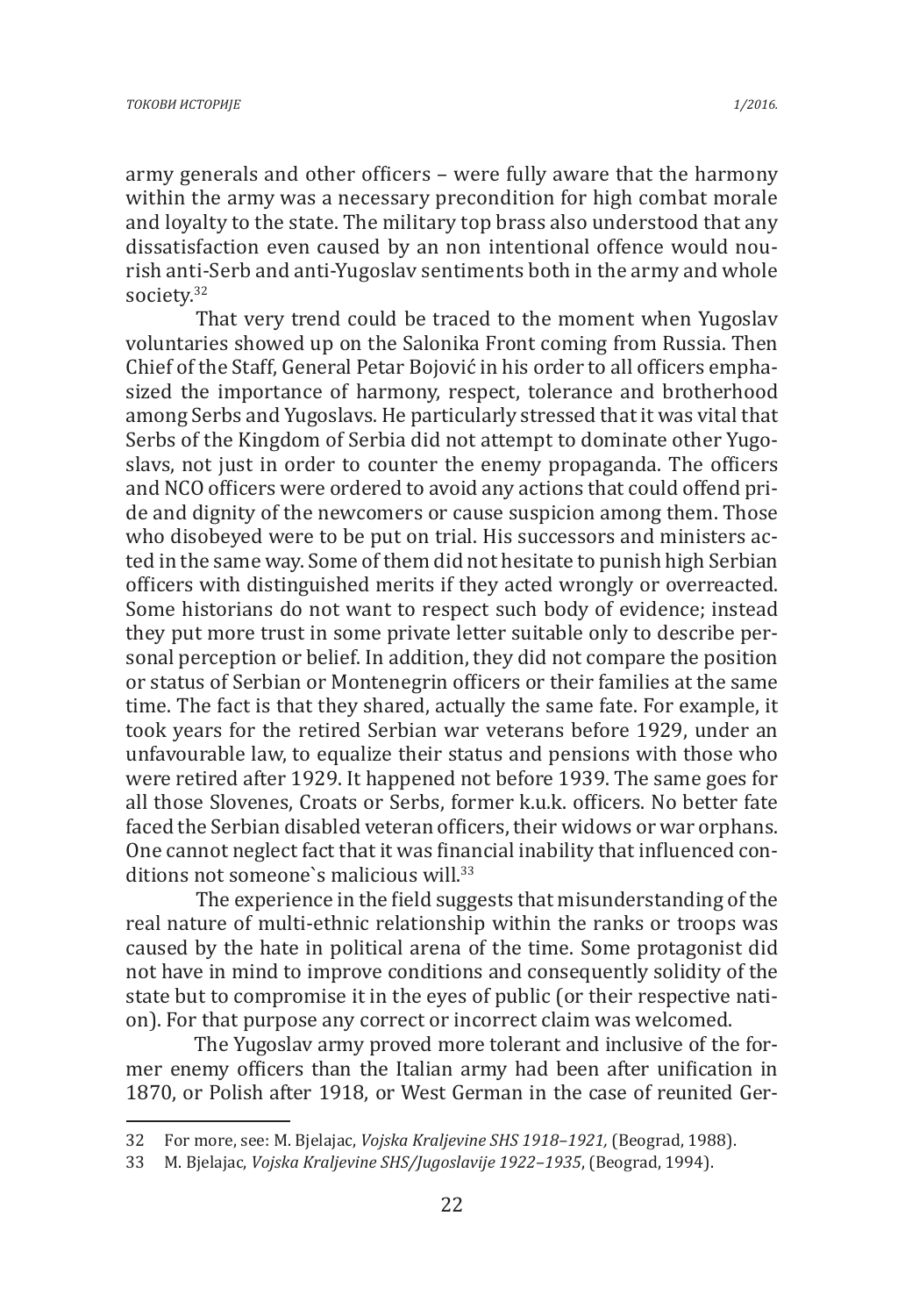army generals and other officers – were fully aware that the harmony within the army was a necessary precondition for high combat morale and loyalty to the state. The military top brass also understood that any dissatisfaction even caused by an non intentional offence would nourish anti-Serb and anti-Yugoslav sentiments both in the army and whole society.[32]

That very trend could be traced to the moment when Yugoslav voluntaries showed up on the Salonika Front coming from Russia. Then Chief of the Staff, General Petar Bojović in his order to all officers emphasized the importance of harmony, respect, tolerance and brotherhood among Serbs and Yugoslavs. He particularly stressed that it was vital that Serbs of the Kingdom of Serbia did not attempt to dominate other Yugoslavs, not just in order to counter the enemy propaganda. The officers and NCO officers were ordered to avoid any actions that could offend pride and dignity of the newcomers or cause suspicion among them. Those who disobeyed were to be put on trial. His successors and ministers acted in the same way. Some of them did not hesitate to punish high Serbian officers with distinguished merits if they acted wrongly or overreacted. Some historians do not want to respect such body of evidence; instead they put more trust in some private letter suitable only to describe personal perception or belief. In addition, they did not compare the position or status of Serbian or Montenegrin officers or their families at the same time. The fact is that they shared, actually the same fate. For example, it took years for the retired Serbian war veterans before 1929, under an unfavourable law, to equalize their status and pensions with those who were retired after 1929. It happened not before 1939. The same goes for all those Slovenes, Croats or Serbs, former k.u.k. officers. No better fate faced the Serbian disabled veteran officers, their widows or war orphans. One cannot neglect fact that it was financial inability that influenced conditions not someone`s malicious will.[33]

The experience in the field suggests that misunderstanding of the real nature of multi-ethnic relationship within the ranks or troops was caused by the hate in political arena of the time. Some protagonist did not have in mind to improve conditions and consequently solidity of the state but to compromise it in the eyes of public (or their respective nation). For that purpose any correct or incorrect claim was welcomed.

The Yugoslav army proved more tolerant and inclusive of the former enemy officers than the Italian army had been after unification in 1870, or Polish after 1918, or West German in the case of reunited Ger-

---

32 For more, see: M. Bjelajac, *Vojska Kraljevine SHS 1918–1921,* (Beograd, 1988).

33 M. Bjelajac, *Vojska Kraljevine SHS/Jugoslavije 1922–1935*, (Beograd, 1994).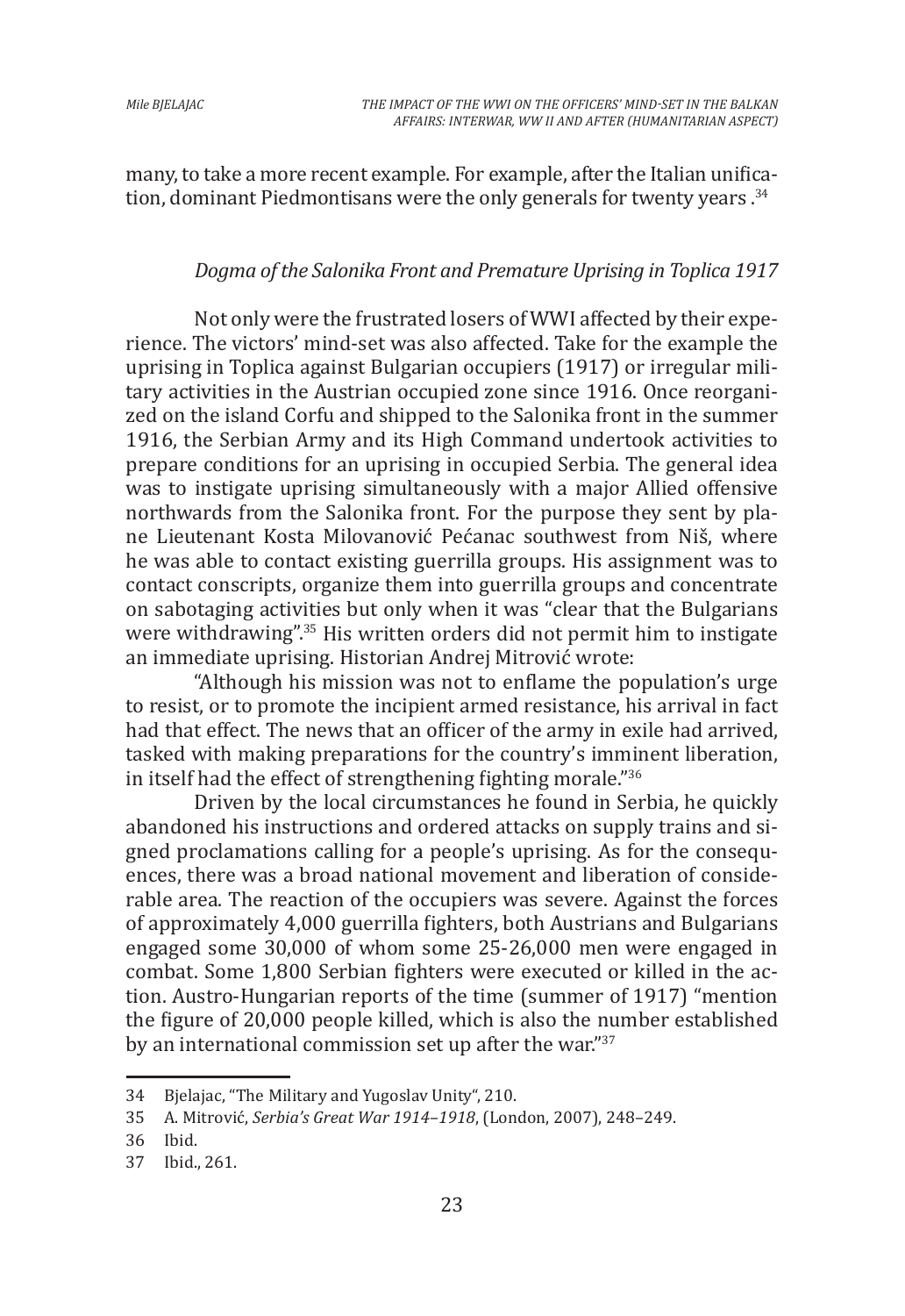many, to take a more recent example. For example, after the Italian unification, dominant Piedmontisans were the only generals for twenty years .[34]

### *Dogma of the Salonika Front and Premature Uprising in Toplica 1917*

Not only were the frustrated losers of WWI affected by their experience. The victors' mind-set was also affected. Take for the example the uprising in Toplica against Bulgarian occupiers (1917) or irregular military activities in the Austrian occupied zone since 1916. Once reorganized on the island Corfu and shipped to the Salonika front in the summer 1916, the Serbian Army and its High Command undertook activities to prepare conditions for an uprising in occupied Serbia. The general idea was to instigate uprising simultaneously with a major Allied offensive northwards from the Salonika front. For the purpose they sent by plane Lieutenant Kosta Milovanović Pećanac southwest from Niš, where he was able to contact existing guerrilla groups. His assignment was to contact conscripts, organize them into guerrilla groups and concentrate on sabotaging activities but only when it was "clear that the Bulgarians were withdrawing".[35] His written orders did not permit him to instigate an immediate uprising. Historian Andrej Mitrović wrote:

"Although his mission was not to enflame the population's urge to resist, or to promote the incipient armed resistance, his arrival in fact had that effect. The news that an officer of the army in exile had arrived, tasked with making preparations for the country's imminent liberation, in itself had the effect of strengthening fighting morale."[36]

Driven by the local circumstances he found in Serbia, he quickly abandoned his instructions and ordered attacks on supply trains and signed proclamations calling for a people's uprising. As for the consequences, there was a broad national movement and liberation of considerable area. The reaction of the occupiers was severe. Against the forces of approximately 4,000 guerrilla fighters, both Austrians and Bulgarians engaged some 30,000 of whom some 25-26,000 men were engaged in combat. Some 1,800 Serbian fighters were executed or killed in the action. Austro-Hungarian reports of the time (summer of 1917) "mention the figure of 20,000 people killed, which is also the number established by an international commission set up after the war."[37]

---

34 Bjelajac, "The Military and Yugoslav Unity", 210.

35 A. Mitrović, *Serbia's Great War 1914–1918*, (London, 2007), 248–249.

36 Ibid.

37 Ibid., 261.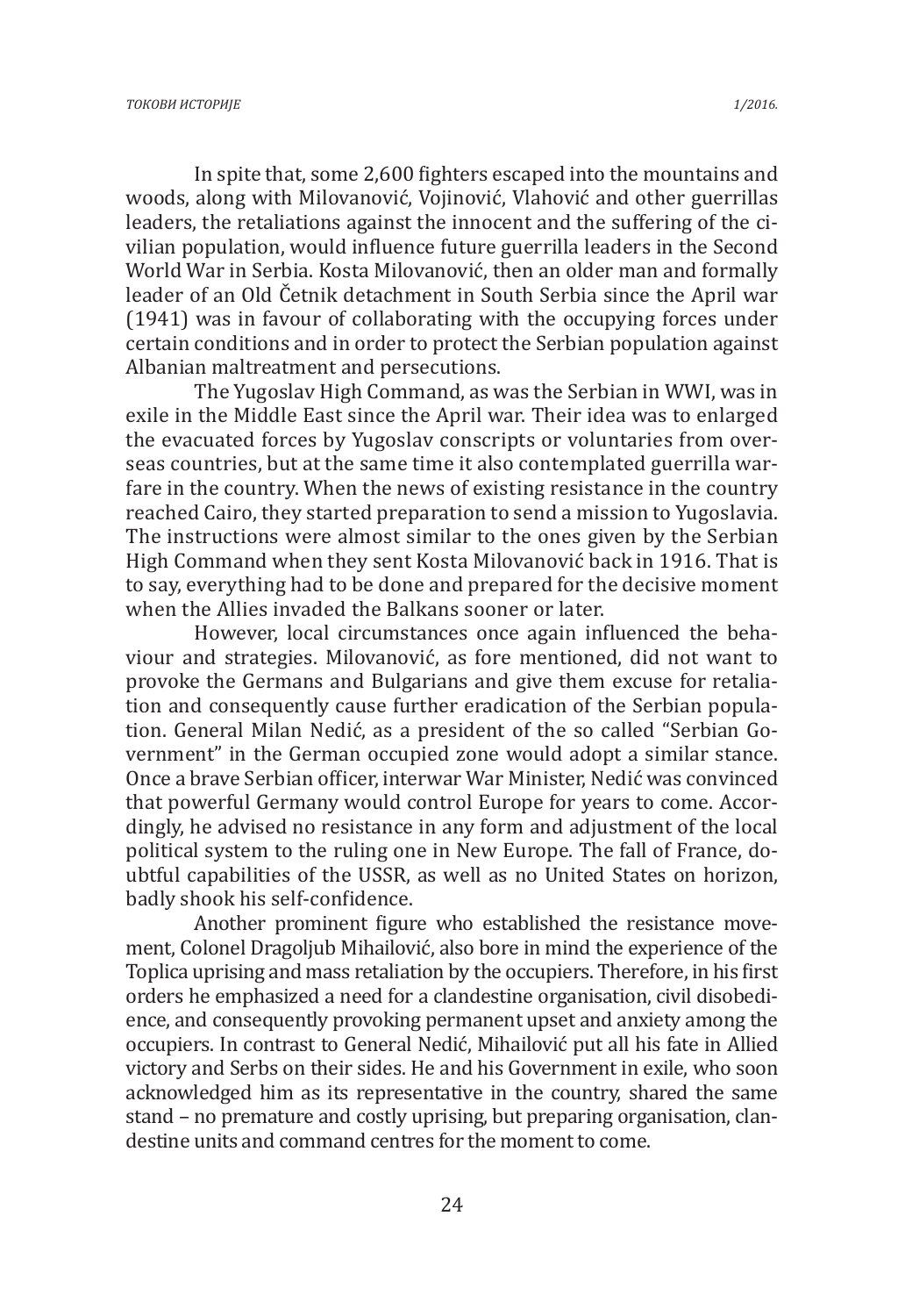In spite that, some 2,600 fighters escaped into the mountains and woods, along with Milovanović, Vojinović, Vlahović and other guerrillas leaders, the retaliations against the innocent and the suffering of the civilian population, would influence future guerrilla leaders in the Second World War in Serbia. Kosta Milovanović, then an older man and formally leader of an Old Četnik detachment in South Serbia since the April war (1941) was in favour of collaborating with the occupying forces under certain conditions and in order to protect the Serbian population against Albanian maltreatment and persecutions.

The Yugoslav High Command, as was the Serbian in WWI, was in exile in the Middle East since the April war. Their idea was to enlarged the evacuated forces by Yugoslav conscripts or voluntaries from overseas countries, but at the same time it also contemplated guerrilla warfare in the country. When the news of existing resistance in the country reached Cairo, they started preparation to send a mission to Yugoslavia. The instructions were almost similar to the ones given by the Serbian High Command when they sent Kosta Milovanović back in 1916. That is to say, everything had to be done and prepared for the decisive moment when the Allies invaded the Balkans sooner or later.

However, local circumstances once again influenced the behaviour and strategies. Milovanović, as fore mentioned, did not want to provoke the Germans and Bulgarians and give them excuse for retaliation and consequently cause further eradication of the Serbian population. General Milan Nedić, as a president of the so called "Serbian Government" in the German occupied zone would adopt a similar stance. Once a brave Serbian officer, interwar War Minister, Nedić was convinced that powerful Germany would control Europe for years to come. Accordingly, he advised no resistance in any form and adjustment of the local political system to the ruling one in New Europe. The fall of France, doubtful capabilities of the USSR, as well as no United States on horizon, badly shook his self-confidence.

Another prominent figure who established the resistance movement, Colonel Dragoljub Mihailović, also bore in mind the experience of the Toplica uprising and mass retaliation by the occupiers. Therefore, in his first orders he emphasized a need for a clandestine organisation, civil disobedience, and consequently provoking permanent upset and anxiety among the occupiers. In contrast to General Nedić, Mihailović put all his fate in Allied victory and Serbs on their sides. He and his Government in exile, who soon acknowledged him as its representative in the country, shared the same stand – no premature and costly uprising, but preparing organisation, clandestine units and command centres for the moment to come.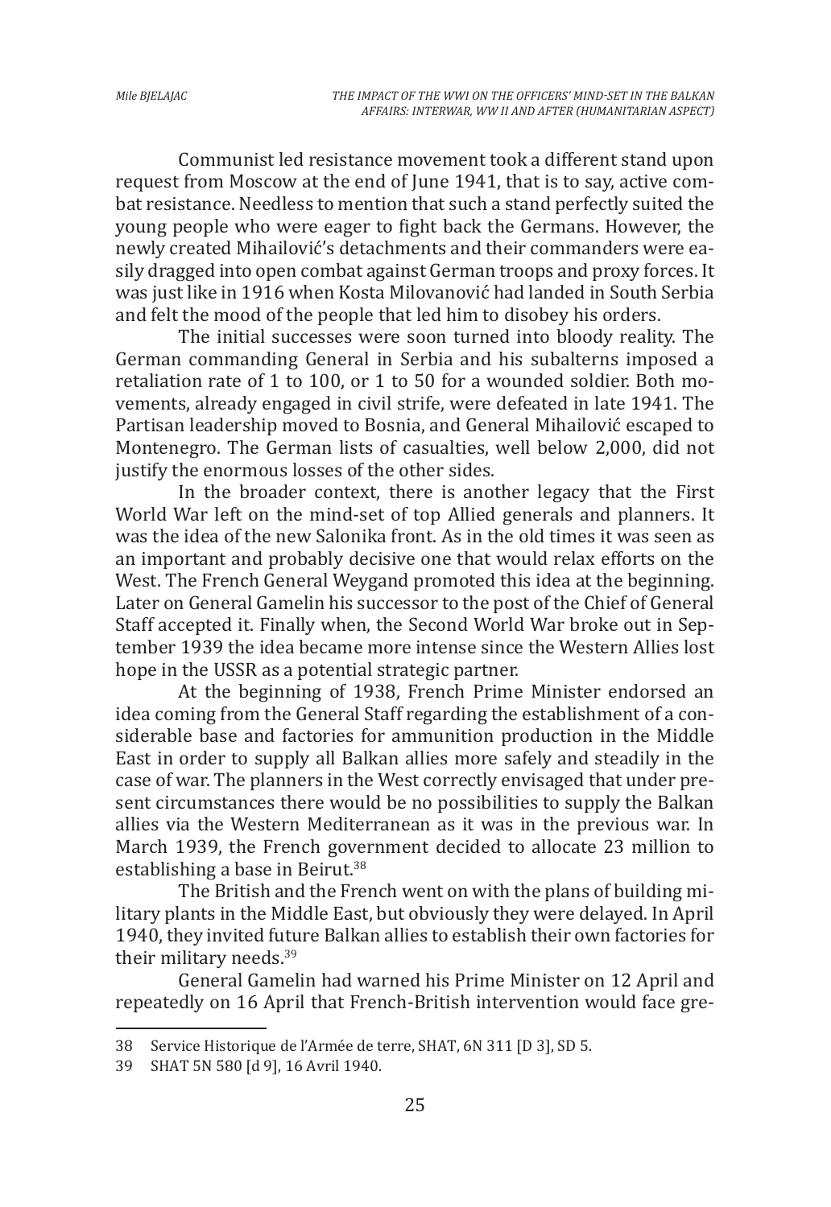Communist led resistance movement took a different stand upon request from Moscow at the end of June 1941, that is to say, active combat resistance. Needless to mention that such a stand perfectly suited the young people who were eager to fight back the Germans. However, the newly created Mihailović's detachments and their commanders were easily dragged into open combat against German troops and proxy forces. It was just like in 1916 when Kosta Milovanović had landed in South Serbia and felt the mood of the people that led him to disobey his orders.

The initial successes were soon turned into bloody reality. The German commanding General in Serbia and his subalterns imposed a retaliation rate of 1 to 100, or 1 to 50 for a wounded soldier. Both movements, already engaged in civil strife, were defeated in late 1941. The Partisan leadership moved to Bosnia, and General Mihailović escaped to Montenegro. The German lists of casualties, well below 2,000, did not justify the enormous losses of the other sides.

In the broader context, there is another legacy that the First World War left on the mind-set of top Allied generals and planners. It was the idea of the new Salonika front. As in the old times it was seen as an important and probably decisive one that would relax efforts on the West. The French General Weygand promoted this idea at the beginning. Later on General Gamelin his successor to the post of the Chief of General Staff accepted it. Finally when, the Second World War broke out in September 1939 the idea became more intense since the Western Allies lost hope in the USSR as a potential strategic partner.

At the beginning of 1938, French Prime Minister endorsed an idea coming from the General Staff regarding the establishment of a considerable base and factories for ammunition production in the Middle East in order to supply all Balkan allies more safely and steadily in the case of war. The planners in the West correctly envisaged that under present circumstances there would be no possibilities to supply the Balkan allies via the Western Mediterranean as it was in the previous war. In March 1939, the French government decided to allocate 23 million to establishing a base in Beirut.[38]

The British and the French went on with the plans of building military plants in the Middle East, but obviously they were delayed. In April 1940, they invited future Balkan allies to establish their own factories for their military needs.[39]

General Gamelin had warned his Prime Minister on 12 April and repeatedly on 16 April that French-British intervention would face gre-

---

38 Service Historique de l'Armée de terre, SHAT, 6N 311 [D 3], SD 5.

39 SHAT 5N 580 [d 9], 16 Avril 1940.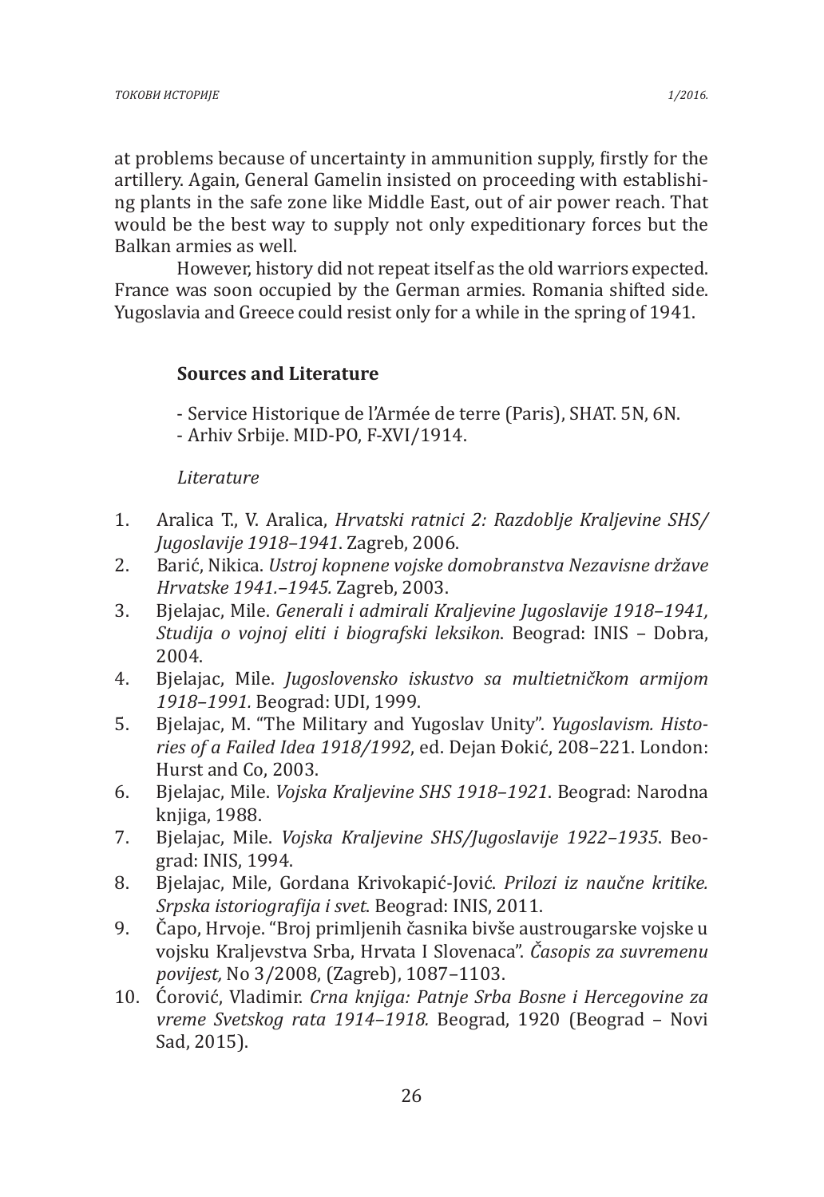at problems because of uncertainty in ammunition supply, firstly for the artillery. Again, General Gamelin insisted on proceeding with establishing plants in the safe zone like Middle East, out of air power reach. That would be the best way to supply not only expeditionary forces but the Balkan armies as well.

However, history did not repeat itself as the old warriors expected. France was soon occupied by the German armies. Romania shifted side. Yugoslavia and Greece could resist only for a while in the spring of 1941.

**Sources and Literature**

- Service Historique de l'Armée de terre (Paris), SHAT. 5N, 6N.
- Arhiv Srbije. MID-PO, F-XVI/1914.

*Literature*

1. Aralica T., V. Aralica, *Hrvatski ratnici 2: Razdoblje Kraljevine SHS/Jugoslavije 1918–1941*. Zagreb, 2006.
2. Barić, Nikica. *Ustroj kopnene vojske domobranstva Nezavisne države Hrvatske 1941.–1945.* Zagreb, 2003.
3. Bjelajac, Mile. *Generali i admirali Kraljevine Jugoslavije 1918–1941, Studija o vojnoj eliti i biografski leksikon*. Beograd: INIS – Dobra, 2004.
4. Bjelajac, Mile. *Jugoslovensko iskustvo sa multietničkom armijom 1918–1991.* Beograd: UDI, 1999.
5. Bjelajac, M. "The Military and Yugoslav Unity". *Yugoslavism. Histories of a Failed Idea 1918/1992*, ed. Dejan Đokić, 208–221. London: Hurst and Co, 2003.
6. Bjelajac, Mile. *Vojska Kraljevine SHS 1918–1921*. Beograd: Narodna knjiga, 1988.
7. Bjelajac, Mile. *Vojska Kraljevine SHS/Jugoslavije 1922–1935*. Beograd: INIS, 1994.
8. Bjelajac, Mile, Gordana Krivokapić-Jović. *Prilozi iz naučne kritike. Srpska istoriografija i svet*. Beograd: INIS, 2011.
9. Čapo, Hrvoje. "Broj primljenih časnika bivše austrougarske vojske u vojsku Kraljevstva Srba, Hrvata I Slovenaca". *Časopis za suvremenu povijest,* No 3/2008, (Zagreb), 1087–1103.
10. Ćorović, Vladimir. *Crna knjiga: Patnje Srba Bosne i Hercegovine za vreme Svetskog rata 1914–1918.* Beograd, 1920 (Beograd – Novi Sad, 2015).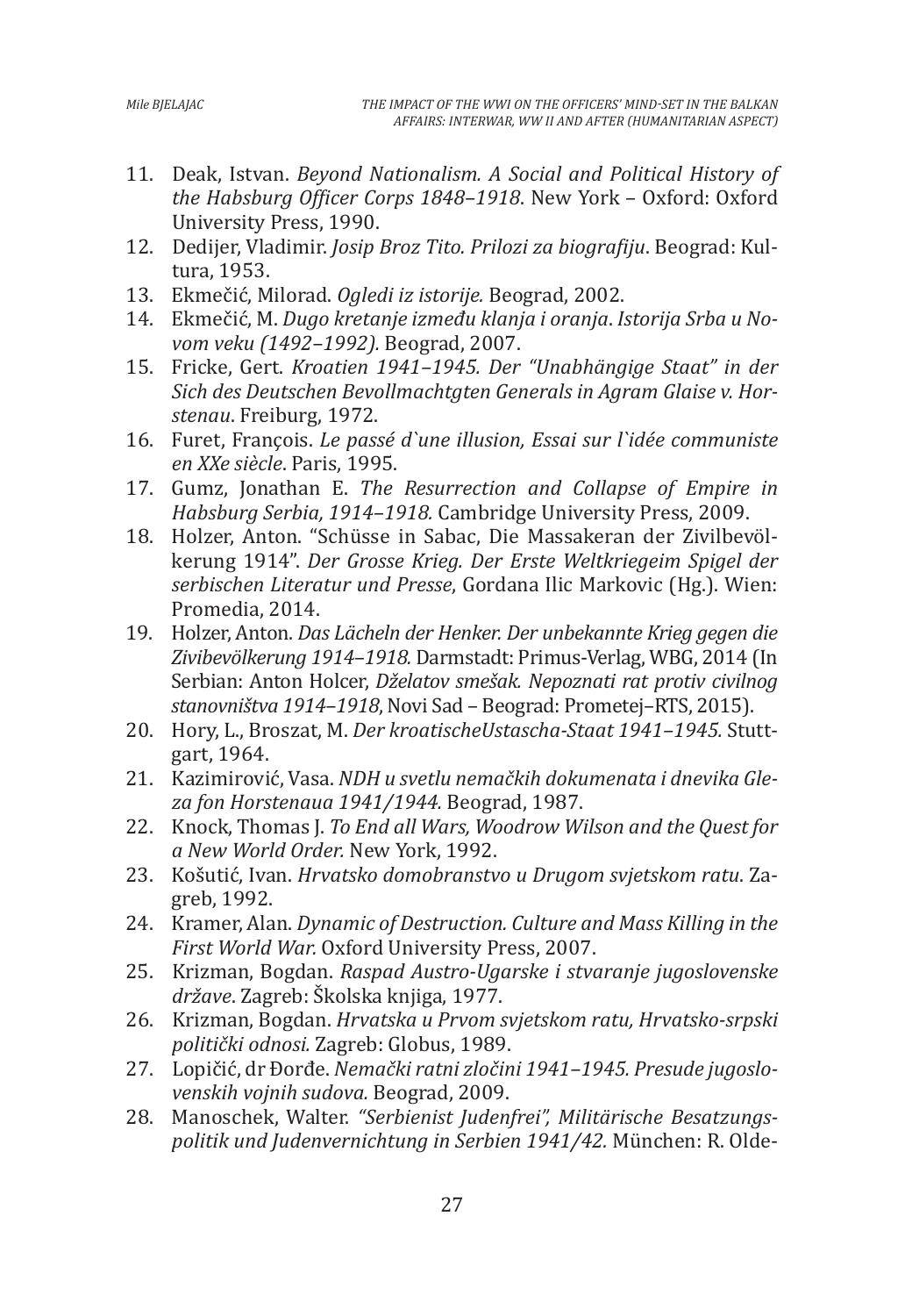11. Deak, Istvan. *Beyond Nationalism. A Social and Political History of the Habsburg Officer Corps 1848–1918*. New York – Oxford: Oxford University Press, 1990.
12. Dedijer, Vladimir. *Josip Broz Tito. Prilozi za biografiju*. Beograd: Kultura, 1953.
13. Ekmečić, Milorad. *Ogledi iz istorije.* Beograd, 2002.
14. Ekmečić, M. *Dugo kretanje između klanja i oranja*. *Istorija Srba u Novom veku (1492–1992).* Beograd, 2007.
15. Fricke, Gert. *Kroatien 1941–1945. Der "Unabhängige Staat" in der Sich des Deutschen Bevollmachtgten Generals in Agram Glaise v. Horstenau*. Freiburg, 1972.
16. Furet, François. *Le passé d`une illusion, Essai sur l`idée communiste en XXe siècle*. Paris, 1995.
17. Gumz, Jonathan E. *The Resurrection and Collapse of Empire in Habsburg Serbia, 1914–1918.* Cambridge University Press, 2009.
18. Holzer, Anton. "Schüsse in Sabac, Die Massakeran der Zivilbevölkerung 1914". *Der Grosse Krieg. Der Erste Weltkriegeim Spigel der serbischen Literatur und Presse*, Gordana Ilic Markovic (Hg.). Wien: Promedia, 2014.
19. Holzer, Anton. *Das Lächeln der Henker. Der unbekannte Krieg gegen die Zivibevölkerung 1914–1918.* Darmstadt: Primus-Verlag, WBG, 2014 (In Serbian: Anton Holcer, *Dželatov smešak. Nepoznati rat protiv civilnog stanovništva 1914–1918*, Novi Sad – Beograd: Prometej–RTS, 2015).
20. Hory, L., Broszat, M. *Der kroatischeUstascha-Staat 1941–1945.* Stuttgart, 1964.
21. Kazimirović, Vasa. *NDH u svetlu nemačkih dokumenata i dnevika Gleza fon Horstenaua 1941/1944.* Beograd, 1987.
22. Knock, Thomas J. *To End all Wars, Woodrow Wilson and the Quest for a New World Order.* New York, 1992.
23. Košutić, Ivan. *Hrvatsko domobranstvo u Drugom svjetskom ratu*. Zagreb, 1992.
24. Kramer, Alan. *Dynamic of Destruction. Culture and Mass Killing in the First World War.* Oxford University Press, 2007.
25. Krizman, Bogdan. *Raspad Austro-Ugarske i stvaranje jugoslovenske države*. Zagreb: Školska knjiga, 1977.
26. Krizman, Bogdan. *Hrvatska u Prvom svjetskom ratu, Hrvatsko-srpski politički odnosi.* Zagreb: Globus, 1989.
27. Lopičić, dr Đorđe. *Nemački ratni zločini 1941–1945. Presude jugoslovenskih vojnih sudova.* Beograd, 2009.
28. Manoschek, Walter. *"Serbienist Judenfrei", Militärische Besatzungspolitik und Judenvernichtung in Serbien 1941/42.* München: R. Olde-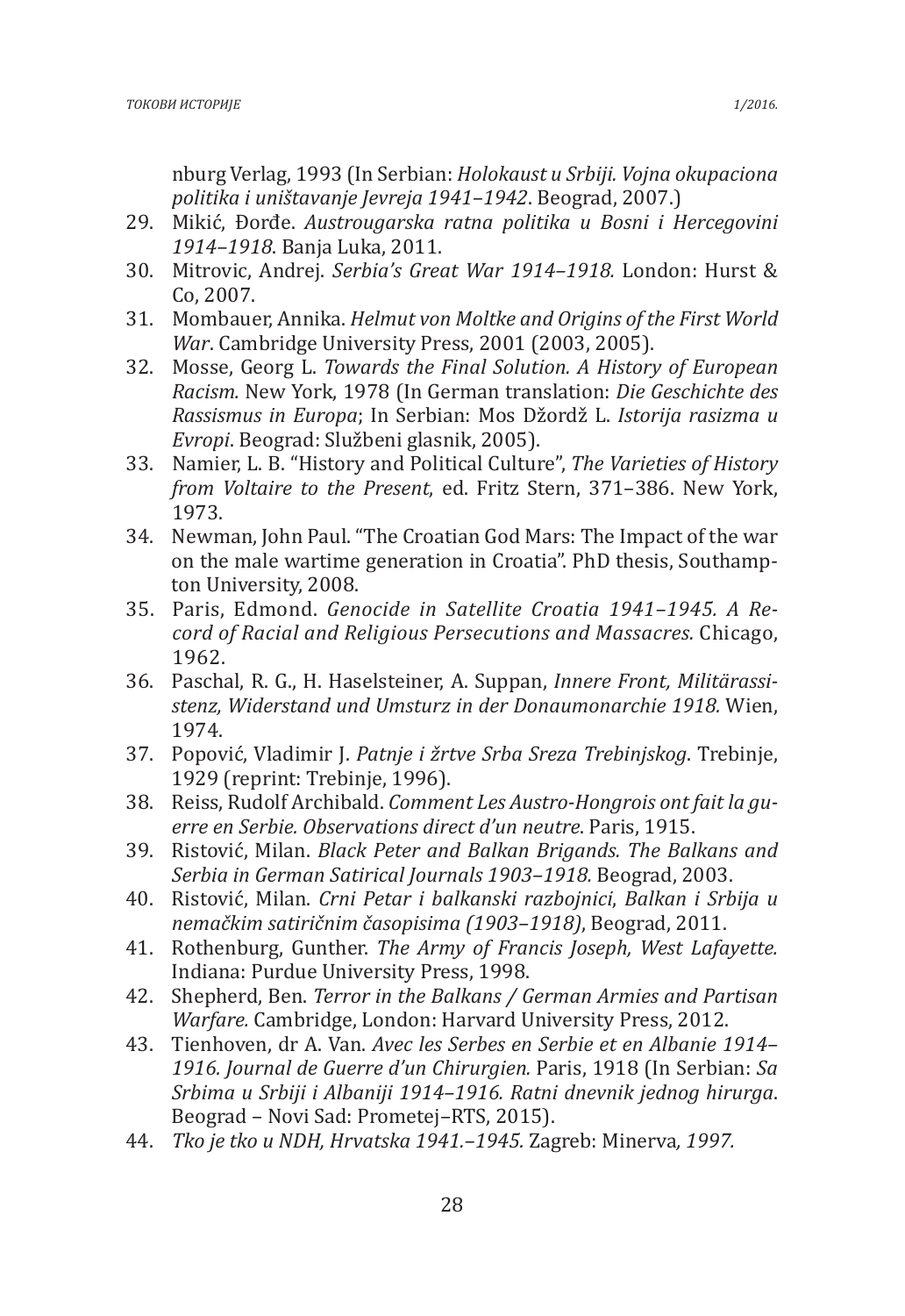nburg Verlag, 1993 (In Serbian: *Holokaust u Srbiji. Vojna okupaciona politika i uništavanje Jevreja 1941–1942*. Beograd, 2007.)

29. Mikić, Đorđe. *Austrougarska ratna politika u Bosni i Hercegovini 1914–1918*. Banja Luka, 2011.
30. Mitrovic, Andrej. *Serbia's Great War 1914–1918.* London: Hurst & Co, 2007.
31. Mombauer, Annika. *Helmut von Moltke and Origins of the First World War*. Cambridge University Press, 2001 (2003, 2005).
32. Mosse, Georg L. *Towards the Final Solution. A History of European Racism.* New York, 1978 (In German translation: *Die Geschichte des Rassismus in Europa*; In Serbian: Mos Džordž L. *Istorija rasizma u Evropi*. Beograd: Službeni glasnik, 2005).
33. Namier, L. B. "History and Political Culture", *The Varieties of History from Voltaire to the Present*, ed. Fritz Stern, 371–386. New York, 1973.
34. Newman, John Paul. "The Croatian God Mars: The Impact of the war on the male wartime generation in Croatia". PhD thesis, Southampton University, 2008.
35. Paris, Edmond. *Genocide in Satellite Croatia 1941–1945. A Record of Racial and Religious Persecutions and Massacres.* Chicago, 1962.
36. Paschal, R. G., H. Haselsteiner, A. Suppan, *Innere Front, Militärassistenz, Widerstand und Umsturz in der Donaumonarchie 1918.* Wien, 1974.
37. Popović, Vladimir J. *Patnje i žrtve Srba Sreza Trebinjskog*. Trebinje, 1929 (reprint: Trebinje, 1996).
38. Reiss, Rudolf Archibald. *Comment Les Austro-Hongrois ont fait la guerre en Serbie. Observations direct d'un neutre*. Paris, 1915.
39. Ristović, Milan. *Black Peter and Balkan Brigands. The Balkans and Serbia in German Satirical Journals 1903–1918.* Beograd, 2003.
40. Ristović, Milan. *Crni Petar i balkanski razbojnici, Balkan i Srbija u nemačkim satiričnim časopisima (1903–1918)*, Beograd, 2011.
41. Rothenburg, Gunther. *The Army of Francis Joseph, West Lafayette.* Indiana: Purdue University Press, 1998.
42. Shepherd, Ben. *Terror in the Balkans / German Armies and Partisan Warfare.* Cambridge, London: Harvard University Press, 2012.
43. Tienhoven, dr A. Van. *Avec les Serbes en Serbie et en Albanie 1914–1916. Journal de Guerre d'un Chirurgien.* Paris, 1918 (In Serbian: *Sa Srbima u Srbiji i Albaniji 1914–1916. Ratni dnevnik jednog hirurga*. Beograd – Novi Sad: Prometej–RTS, 2015).
44. *Tko je tko u NDH, Hrvatska 1941.–1945.* Zagreb: Minerva*, 1997.*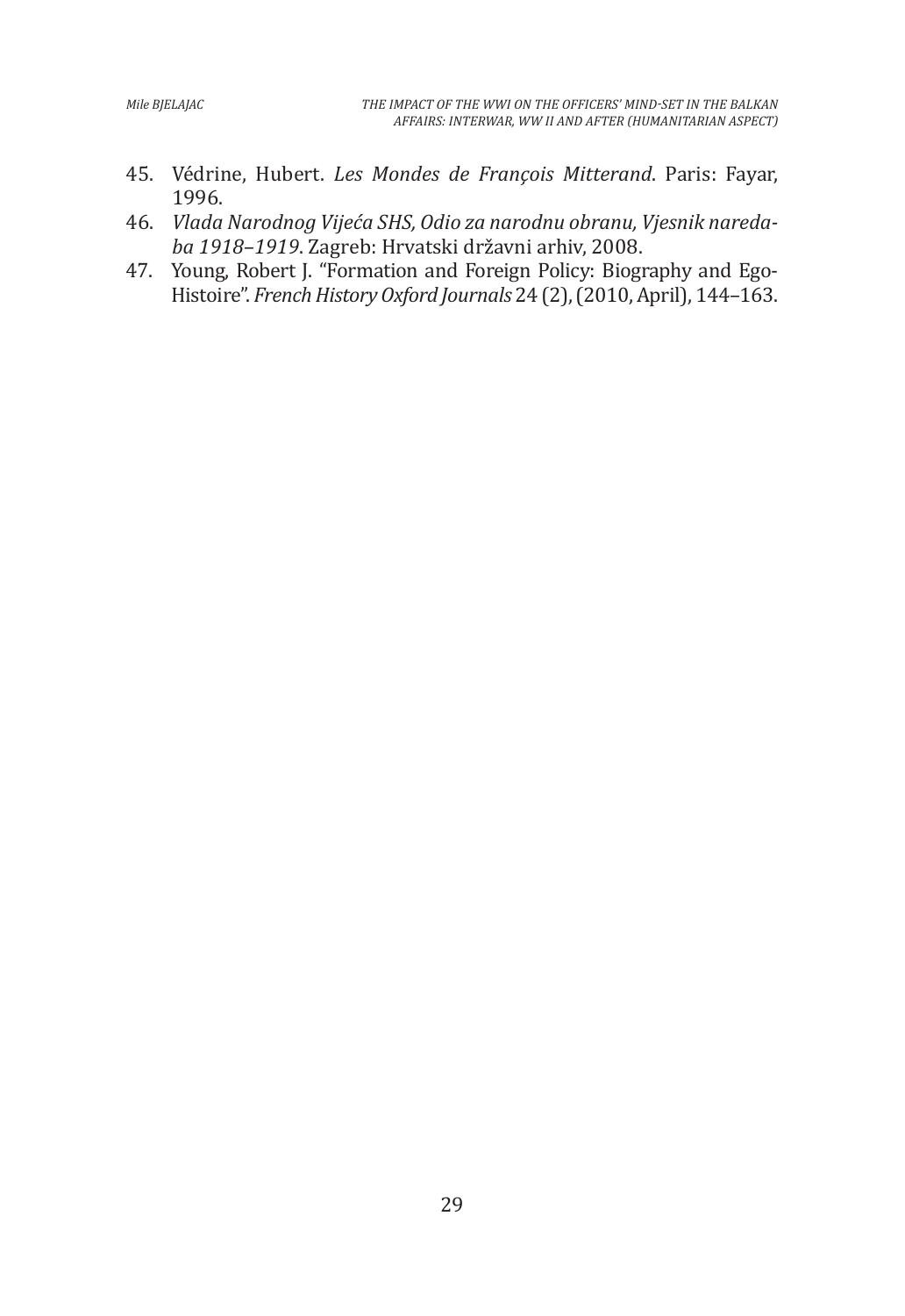45. Védrine, Hubert. *Les Mondes de François Mitterand*. Paris: Fayar, 1996.
46. *Vlada Narodnog Vijeća SHS, Odio za narodnu obranu, Vjesnik naredaba 1918–1919*. Zagreb: Hrvatski državni arhiv, 2008.
47. Young, Robert J. "Formation and Foreign Policy: Biography and Ego-Histoire". *French History Oxford Journals* 24 (2), (2010, April), 144–163.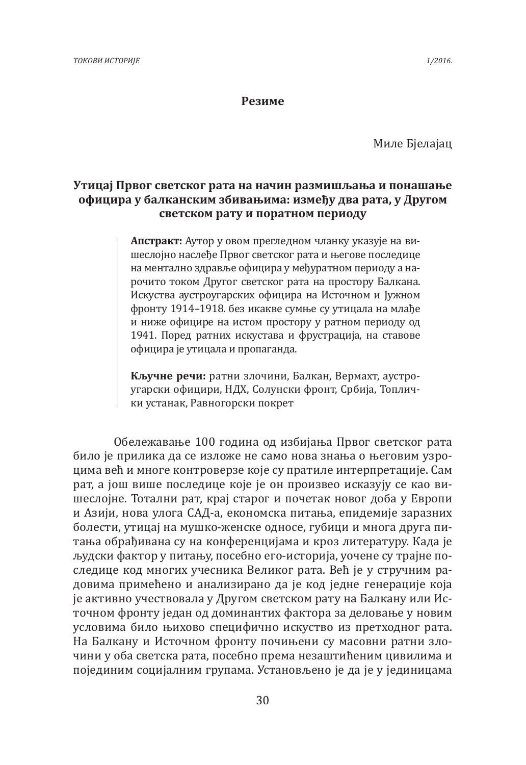## Резиме

Миле Бјелајац

### Утицај Првог светског рата на начин размишљања и понашање официра у балканским збивањима: између два рата, у Другом светском рату и поратном периоду

**Апстракт:** Аутор у овом прегледном чланку указује на вишеслојно наслеђе Првог светског рата и његове последице на ментално здравље официра у међуратном периоду а нарочито током Другог светског рата на простору Балкана. Искуства аустроугарских официра на Источном и Јужном фронту 1914–1918. без икакве сумње су утицала на млађе и ниже официре на истом простору у ратном периоду од 1941. Поред ратних искустава и фрустрација, на ставове официра је утицала и пропаганда.

**Кључне речи:** ратни злочини, Балкан, Вермахт, аустроугарски официри, НДХ, Солунски фронт, Србија, Топлички устанак, Равногорски покрет

Обележавање 100 година од избијања Првог светског рата било је прилика да се изложе не само нова знања о његовим узроцима већ и многе контроверзе које су пратиле интерпретације. Сам рат, а још више последице које је он произвео исказују се као вишеслојне. Тотални рат, крај старог и почетак новог доба у Европи и Азији, нова улога САД-а, економска питања, епидемије заразних болести, утицај на мушко-женске односе, губици и многа друга питања обрађивана су на конференцијама и кроз литературу. Када је људски фактор у питању, посебно его-историја, уочене су трајне последице код многих учесника Великог рата. Већ је у стручним радовима примећено и анализирано да је код једне генерације која је активно учествовала у Другом светском рату на Балкану или Источном фронту један од доминантих фактора за деловање у новим условима било њихово специфично искуство из претходног рата. На Балкану и Источном фронту почињени су масовни ратни злочини у оба светска рата, посебно према незаштићеним цивилима и појединим социјалним групама. Установљено је да је у јединицама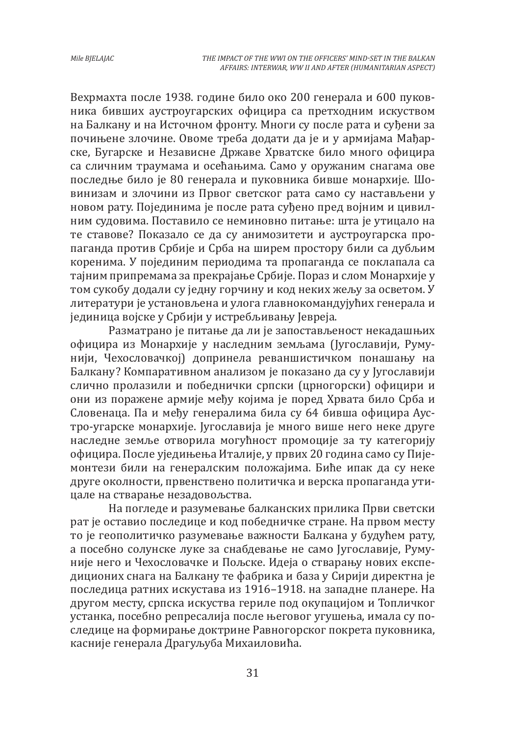Вехрмахта после 1938. године било око 200 генерала и 600 пуковника бивших аустроугарских официра са претходним искуством на Балкану и на Источном фронту. Многи су после рата и суђени за почињене злочине. Овоме треба додати да је и у армијама Мађарске, Бугарске и Независне Државе Хрватске било много официра са сличним траумама и осећањима. Само у оружаним снагама ове последње било је 80 генерала и пуковника бивше монархије. Шовинизам и злочини из Првог светског рата само су настављени у новом рату. Појединима је после рата суђено пред војним и цивилним судовима. Поставило се неминовно питање: шта је утицало на те ставове? Показало се да су анимозитети и аустроугарска пропаганда против Србије и Срба на ширем простору били са дубљим коренима. У појединим периодима та пропаганда се поклапала са тајним припремама за прекрајање Србије. Пораз и слом Монархије у том сукобу додали су једну горчину и код неких жељу за осветом. У литератури је установљена и улога главнокомандујућих генерала и јединица војске у Србији у истребљивању Јевреја.

Разматрано је питање да ли је запостављеност некадашњих официра из Монархије у наследним земљама (Југославији, Румунији, Чехословачкој) допринела реваншистичком понашању на Балкану? Компаративном анализом је показано да су у Југославији слично пролазили и победнички српски (црногорски) официри и они из поражене армије међу којима је поред Хрвата било Срба и Словенаца. Па и међу генералима била су 64 бивша официра Аустро-угарске монархије. Југославија је много више него неке друге наследне земље отворила могућност промоције за ту категорију официра. После уједињења Италије, у првих 20 година само су Пијемонтези били на генералским положајима. Биће ипак да су неке друге околности, првенствено политичка и верска пропаганда утицале на стварање незадовољства.

На погледе и разумевање балканских прилика Први светски рат је оставио последице и код победничке стране. На првом месту то је геополитично разумевање важности Балкана у будућем рату, а посебно солунске луке за снабдевање не само Југославије, Румуније него и Чехословачке и Пољске. Идеја о стварању нових експедиционих снага на Балкану те фабрика и база у Сирији директна је последица ратних искустава из 1916–1918. на западне планере. На другом месту, српска искуства гериле под окупацијом и Топличког устанка, посебно репресалија после његовог угушења, имала су последице на формирање доктрине Равногорског покрета пуковника, касније генерала Драгољуба Михаиловића.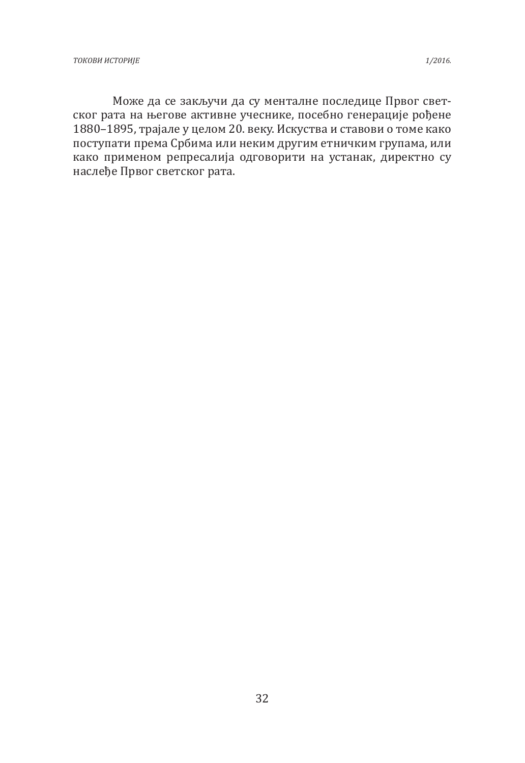Може да се закључи да су менталне последице Првог светског рата на његове активне учеснике, посебно генерације рођене 1880–1895, трајале у целом 20. веку. Искуства и ставови о томе како поступати према Србима или неким другим етничким групама, или како применом репресалија одговорити на устанак, директно су наслеђе Првог светског рата.